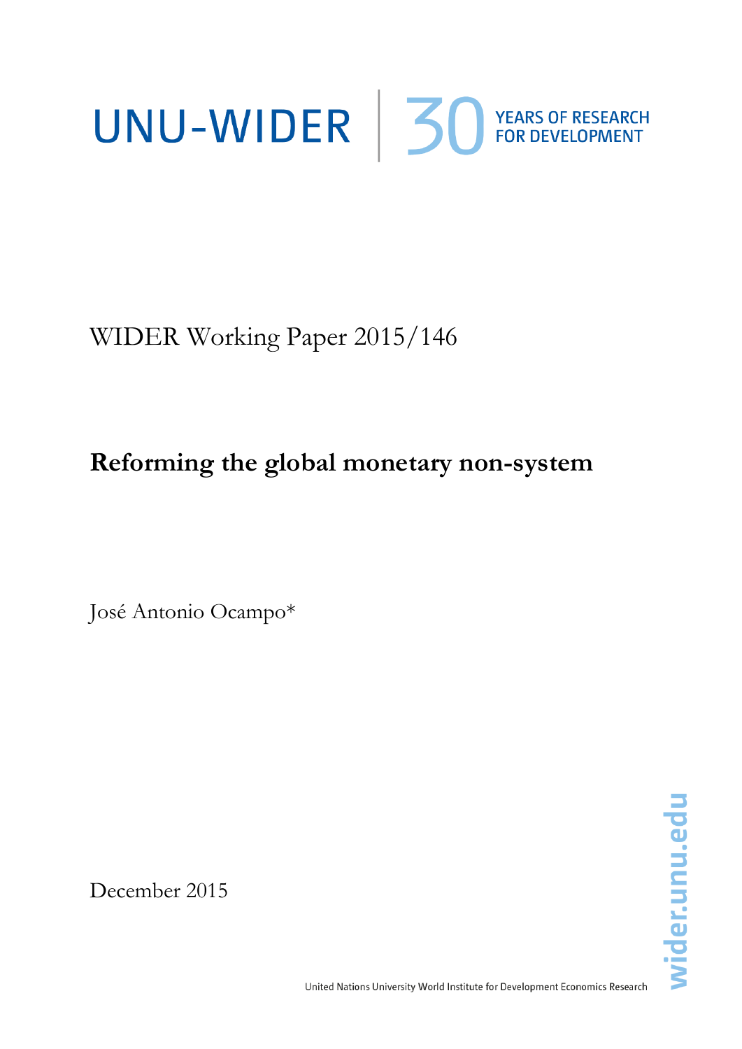UNU-WIDER | 30 YEARS OF RESEARCH FOR DEVELOPMENT

WIDER Working Paper 2015/146

# Reforming the global monetary non-system

José Antonio Ocampo*

December 2015

wider.unu.edu

United Nations University World Institute for Development Economics Research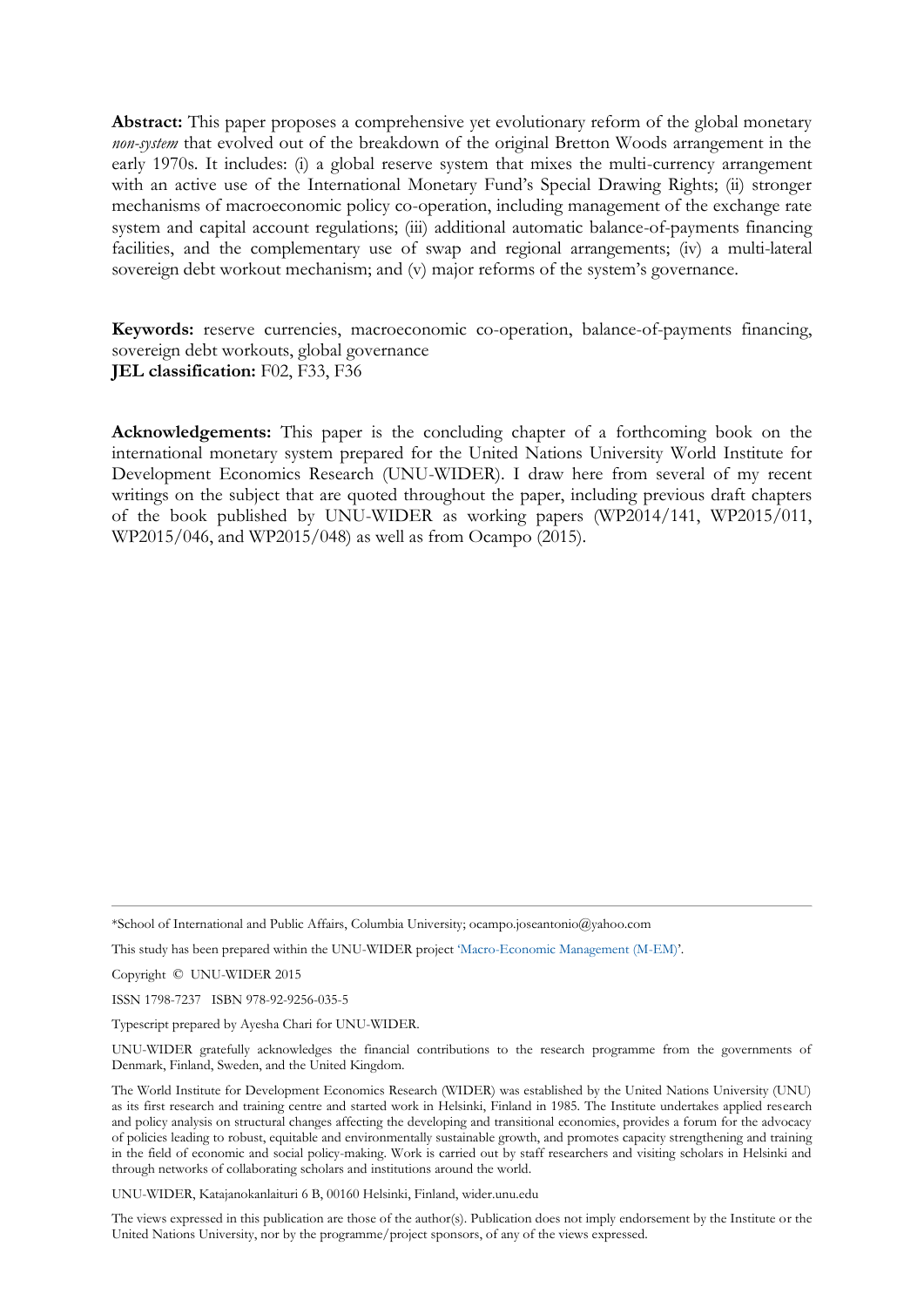**Abstract:** This paper proposes a comprehensive yet evolutionary reform of the global monetary *non-system* that evolved out of the breakdown of the original Bretton Woods arrangement in the early 1970s. It includes: (i) a global reserve system that mixes the multi-currency arrangement with an active use of the International Monetary Fund's Special Drawing Rights; (ii) stronger mechanisms of macroeconomic policy co-operation, including management of the exchange rate system and capital account regulations; (iii) additional automatic balance-of-payments financing facilities, and the complementary use of swap and regional arrangements; (iv) a multi-lateral sovereign debt workout mechanism; and (v) major reforms of the system's governance.

**Keywords:** reserve currencies, macroeconomic co-operation, balance-of-payments financing, sovereign debt workouts, global governance
**JEL classification:** F02, F33, F36

**Acknowledgements:** This paper is the concluding chapter of a forthcoming book on the international monetary system prepared for the United Nations University World Institute for Development Economics Research (UNU-WIDER). I draw here from several of my recent writings on the subject that are quoted throughout the paper, including previous draft chapters of the book published by UNU-WIDER as working papers (WP2014/141, WP2015/011, WP2015/046, and WP2015/048) as well as from Ocampo (2015).

---

*School of International and Public Affairs, Columbia University; ocampo.joseantonio@yahoo.com

This study has been prepared within the UNU-WIDER project 'Macro-Economic Management (M-EM)'.

Copyright © UNU-WIDER 2015

ISSN 1798-7237 ISBN 978-92-9256-035-5

Typescript prepared by Ayesha Chari for UNU-WIDER.

UNU-WIDER gratefully acknowledges the financial contributions to the research programme from the governments of Denmark, Finland, Sweden, and the United Kingdom.

The World Institute for Development Economics Research (WIDER) was established by the United Nations University (UNU) as its first research and training centre and started work in Helsinki, Finland in 1985. The Institute undertakes applied research and policy analysis on structural changes affecting the developing and transitional economies, provides a forum for the advocacy of policies leading to robust, equitable and environmentally sustainable growth, and promotes capacity strengthening and training in the field of economic and social policy-making. Work is carried out by staff researchers and visiting scholars in Helsinki and through networks of collaborating scholars and institutions around the world.

UNU-WIDER, Katajanokanlaituri 6 B, 00160 Helsinki, Finland, wider.unu.edu

The views expressed in this publication are those of the author(s). Publication does not imply endorsement by the Institute or the United Nations University, nor by the programme/project sponsors, of any of the views expressed.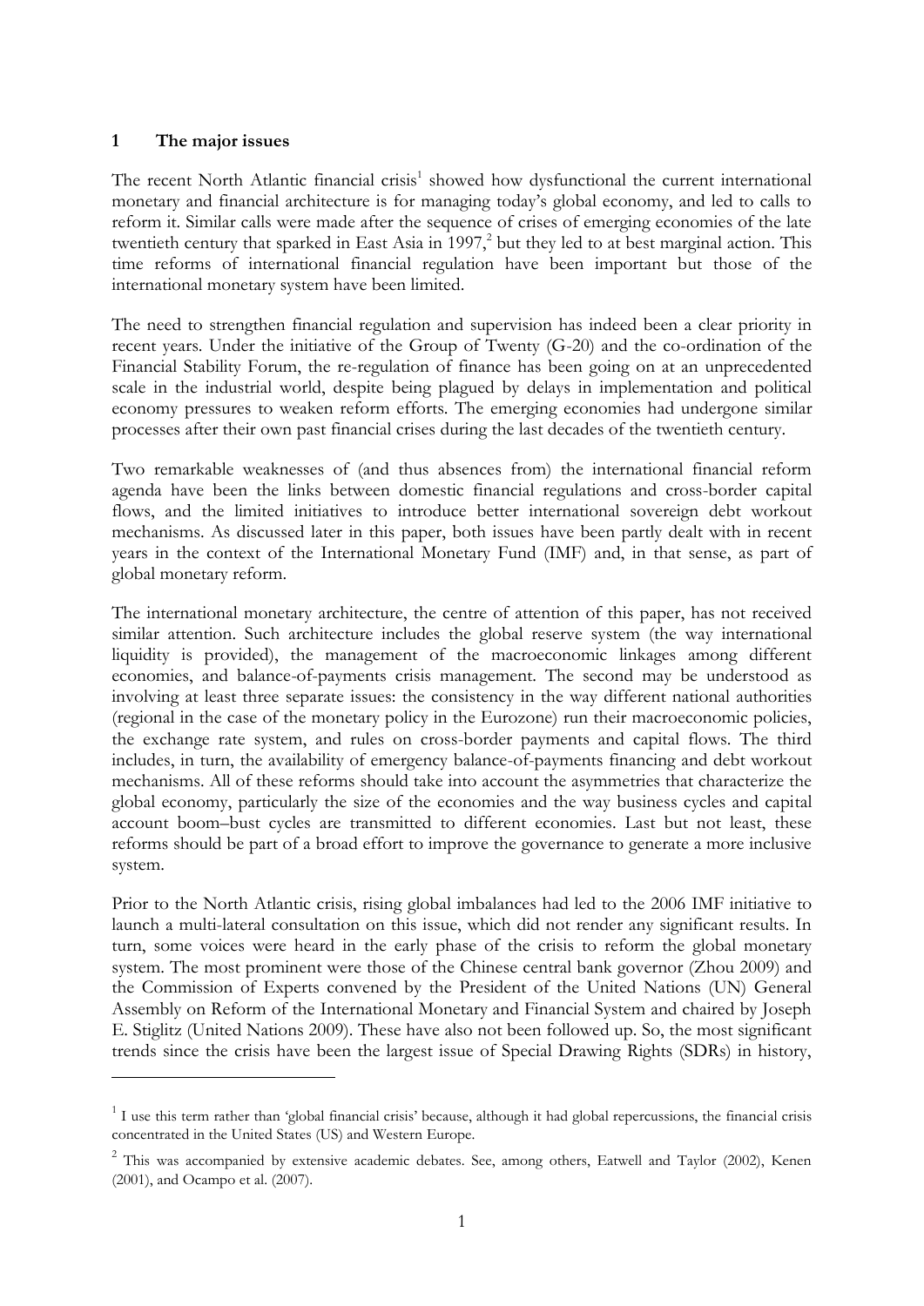## 1 The major issues

The recent North Atlantic financial crisis[1] showed how dysfunctional the current international monetary and financial architecture is for managing today's global economy, and led to calls to reform it. Similar calls were made after the sequence of crises of emerging economies of the late twentieth century that sparked in East Asia in 1997,[2] but they led to at best marginal action. This time reforms of international financial regulation have been important but those of the international monetary system have been limited.

The need to strengthen financial regulation and supervision has indeed been a clear priority in recent years. Under the initiative of the Group of Twenty (G-20) and the co-ordination of the Financial Stability Forum, the re-regulation of finance has been going on at an unprecedented scale in the industrial world, despite being plagued by delays in implementation and political economy pressures to weaken reform efforts. The emerging economies had undergone similar processes after their own past financial crises during the last decades of the twentieth century.

Two remarkable weaknesses of (and thus absences from) the international financial reform agenda have been the links between domestic financial regulations and cross-border capital flows, and the limited initiatives to introduce better international sovereign debt workout mechanisms. As discussed later in this paper, both issues have been partly dealt with in recent years in the context of the International Monetary Fund (IMF) and, in that sense, as part of global monetary reform.

The international monetary architecture, the centre of attention of this paper, has not received similar attention. Such architecture includes the global reserve system (the way international liquidity is provided), the management of the macroeconomic linkages among different economies, and balance-of-payments crisis management. The second may be understood as involving at least three separate issues: the consistency in the way different national authorities (regional in the case of the monetary policy in the Eurozone) run their macroeconomic policies, the exchange rate system, and rules on cross-border payments and capital flows. The third includes, in turn, the availability of emergency balance-of-payments financing and debt workout mechanisms. All of these reforms should take into account the asymmetries that characterize the global economy, particularly the size of the economies and the way business cycles and capital account boom–bust cycles are transmitted to different economies. Last but not least, these reforms should be part of a broad effort to improve the governance to generate a more inclusive system.

Prior to the North Atlantic crisis, rising global imbalances had led to the 2006 IMF initiative to launch a multi-lateral consultation on this issue, which did not render any significant results. In turn, some voices were heard in the early phase of the crisis to reform the global monetary system. The most prominent were those of the Chinese central bank governor (Zhou 2009) and the Commission of Experts convened by the President of the United Nations (UN) General Assembly on Reform of the International Monetary and Financial System and chaired by Joseph E. Stiglitz (United Nations 2009). These have also not been followed up. So, the most significant trends since the crisis have been the largest issue of Special Drawing Rights (SDRs) in history,

---

[1] I use this term rather than 'global financial crisis' because, although it had global repercussions, the financial crisis concentrated in the United States (US) and Western Europe.

[2] This was accompanied by extensive academic debates. See, among others, Eatwell and Taylor (2002), Kenen (2001), and Ocampo et al. (2007).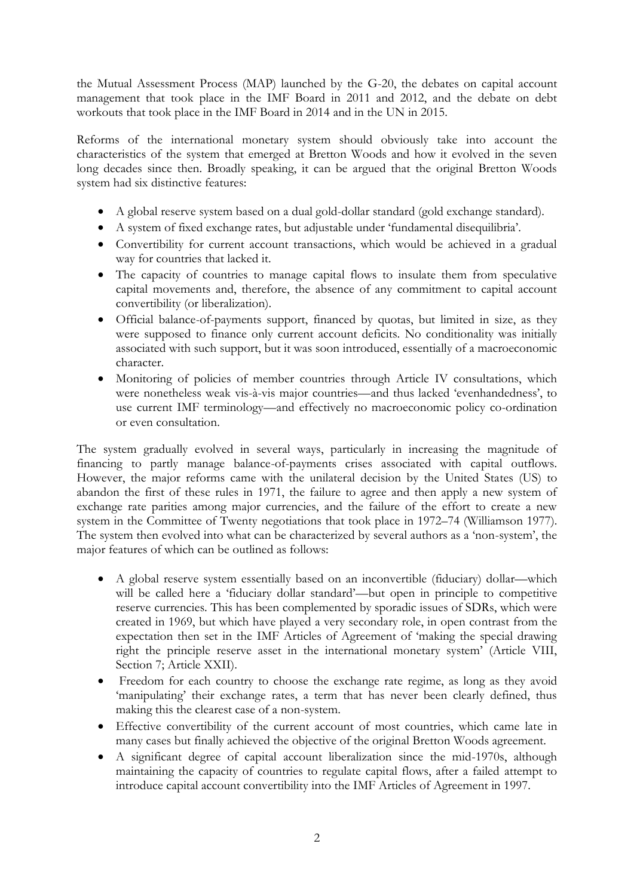the Mutual Assessment Process (MAP) launched by the G-20, the debates on capital account management that took place in the IMF Board in 2011 and 2012, and the debate on debt workouts that took place in the IMF Board in 2014 and in the UN in 2015.

Reforms of the international monetary system should obviously take into account the characteristics of the system that emerged at Bretton Woods and how it evolved in the seven long decades since then. Broadly speaking, it can be argued that the original Bretton Woods system had six distinctive features:

- A global reserve system based on a dual gold-dollar standard (gold exchange standard).
- A system of fixed exchange rates, but adjustable under 'fundamental disequilibria'.
- Convertibility for current account transactions, which would be achieved in a gradual way for countries that lacked it.
- The capacity of countries to manage capital flows to insulate them from speculative capital movements and, therefore, the absence of any commitment to capital account convertibility (or liberalization).
- Official balance-of-payments support, financed by quotas, but limited in size, as they were supposed to finance only current account deficits. No conditionality was initially associated with such support, but it was soon introduced, essentially of a macroeconomic character.
- Monitoring of policies of member countries through Article IV consultations, which were nonetheless weak vis-à-vis major countries—and thus lacked 'evenhandedness', to use current IMF terminology—and effectively no macroeconomic policy co-ordination or even consultation.

The system gradually evolved in several ways, particularly in increasing the magnitude of financing to partly manage balance-of-payments crises associated with capital outflows. However, the major reforms came with the unilateral decision by the United States (US) to abandon the first of these rules in 1971, the failure to agree and then apply a new system of exchange rate parities among major currencies, and the failure of the effort to create a new system in the Committee of Twenty negotiations that took place in 1972–74 (Williamson 1977). The system then evolved into what can be characterized by several authors as a 'non-system', the major features of which can be outlined as follows:

- A global reserve system essentially based on an inconvertible (fiduciary) dollar—which will be called here a 'fiduciary dollar standard'—but open in principle to competitive reserve currencies. This has been complemented by sporadic issues of SDRs, which were created in 1969, but which have played a very secondary role, in open contrast from the expectation then set in the IMF Articles of Agreement of 'making the special drawing right the principle reserve asset in the international monetary system' (Article VIII, Section 7; Article XXII).
- Freedom for each country to choose the exchange rate regime, as long as they avoid 'manipulating' their exchange rates, a term that has never been clearly defined, thus making this the clearest case of a non-system.
- Effective convertibility of the current account of most countries, which came late in many cases but finally achieved the objective of the original Bretton Woods agreement.
- A significant degree of capital account liberalization since the mid-1970s, although maintaining the capacity of countries to regulate capital flows, after a failed attempt to introduce capital account convertibility into the IMF Articles of Agreement in 1997.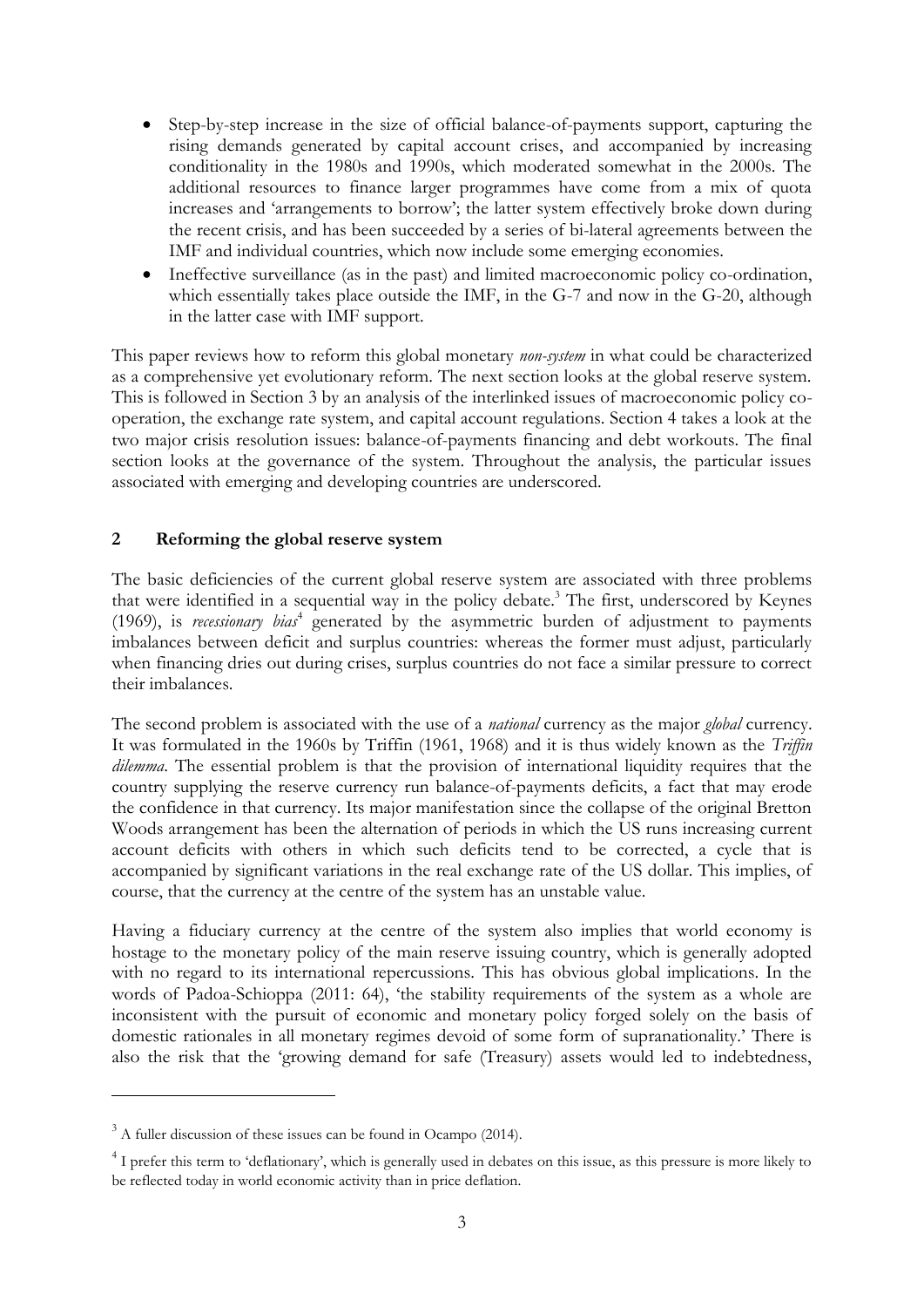- Step-by-step increase in the size of official balance-of-payments support, capturing the rising demands generated by capital account crises, and accompanied by increasing conditionality in the 1980s and 1990s, which moderated somewhat in the 2000s. The additional resources to finance larger programmes have come from a mix of quota increases and 'arrangements to borrow'; the latter system effectively broke down during the recent crisis, and has been succeeded by a series of bi-lateral agreements between the IMF and individual countries, which now include some emerging economies.
- Ineffective surveillance (as in the past) and limited macroeconomic policy co-ordination, which essentially takes place outside the IMF, in the G-7 and now in the G-20, although in the latter case with IMF support.

This paper reviews how to reform this global monetary *non-system* in what could be characterized as a comprehensive yet evolutionary reform. The next section looks at the global reserve system. This is followed in Section 3 by an analysis of the interlinked issues of macroeconomic policy co-operation, the exchange rate system, and capital account regulations. Section 4 takes a look at the two major crisis resolution issues: balance-of-payments financing and debt workouts. The final section looks at the governance of the system. Throughout the analysis, the particular issues associated with emerging and developing countries are underscored.

## 2 Reforming the global reserve system

The basic deficiencies of the current global reserve system are associated with three problems that were identified in a sequential way in the policy debate.[3] The first, underscored by Keynes (1969), is *recessionary bias*[4] generated by the asymmetric burden of adjustment to payments imbalances between deficit and surplus countries: whereas the former must adjust, particularly when financing dries out during crises, surplus countries do not face a similar pressure to correct their imbalances.

The second problem is associated with the use of a *national* currency as the major *global* currency. It was formulated in the 1960s by Triffin (1961, 1968) and it is thus widely known as the *Triffin dilemma*. The essential problem is that the provision of international liquidity requires that the country supplying the reserve currency run balance-of-payments deficits, a fact that may erode the confidence in that currency. Its major manifestation since the collapse of the original Bretton Woods arrangement has been the alternation of periods in which the US runs increasing current account deficits with others in which such deficits tend to be corrected, a cycle that is accompanied by significant variations in the real exchange rate of the US dollar. This implies, of course, that the currency at the centre of the system has an unstable value.

Having a fiduciary currency at the centre of the system also implies that world economy is hostage to the monetary policy of the main reserve issuing country, which is generally adopted with no regard to its international repercussions. This has obvious global implications. In the words of Padoa-Schioppa (2011: 64), 'the stability requirements of the system as a whole are inconsistent with the pursuit of economic and monetary policy forged solely on the basis of domestic rationales in all monetary regimes devoid of some form of supranationality.' There is also the risk that the 'growing demand for safe (Treasury) assets would led to indebtedness,

---

[3] A fuller discussion of these issues can be found in Ocampo (2014).

[4] I prefer this term to 'deflationary', which is generally used in debates on this issue, as this pressure is more likely to be reflected today in world economic activity than in price deflation.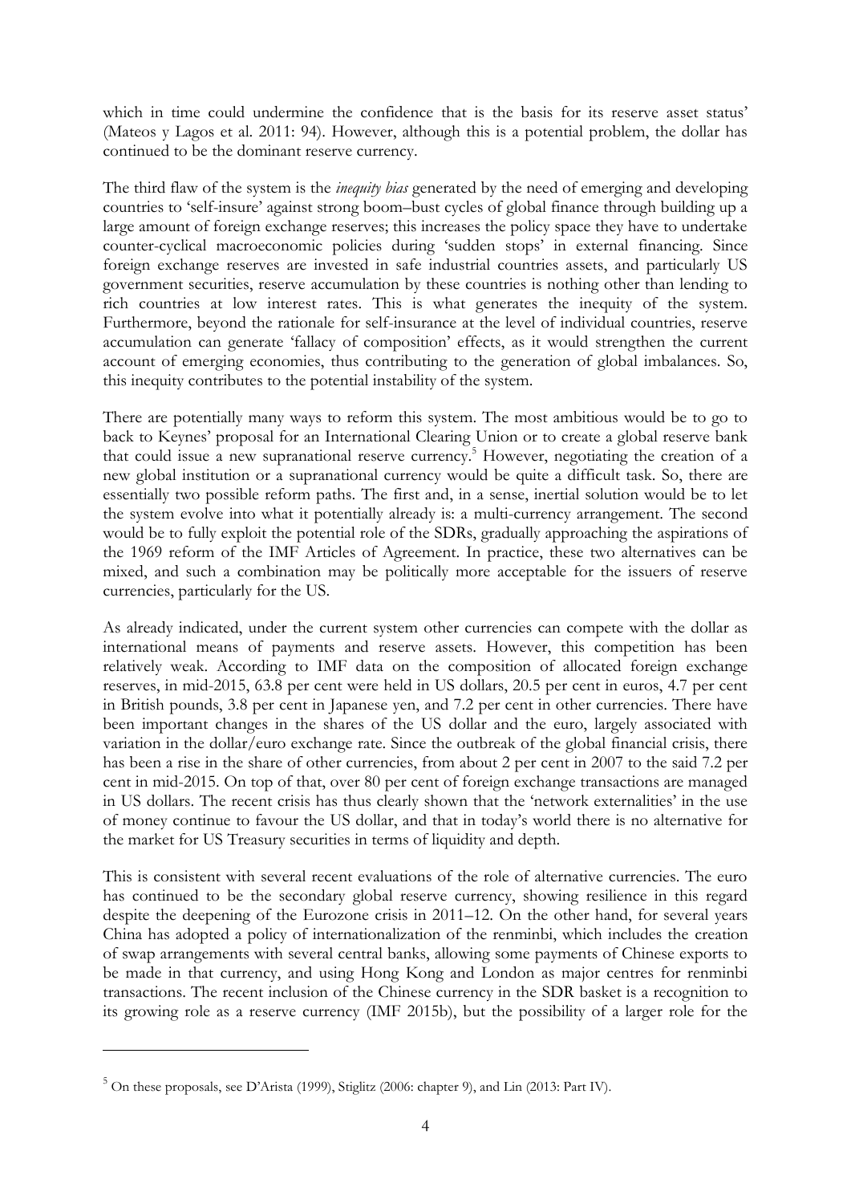which in time could undermine the confidence that is the basis for its reserve asset status' (Mateos y Lagos et al. 2011: 94). However, although this is a potential problem, the dollar has continued to be the dominant reserve currency.

The third flaw of the system is the *inequity bias* generated by the need of emerging and developing countries to 'self-insure' against strong boom–bust cycles of global finance through building up a large amount of foreign exchange reserves; this increases the policy space they have to undertake counter-cyclical macroeconomic policies during 'sudden stops' in external financing. Since foreign exchange reserves are invested in safe industrial countries assets, and particularly US government securities, reserve accumulation by these countries is nothing other than lending to rich countries at low interest rates. This is what generates the inequity of the system. Furthermore, beyond the rationale for self-insurance at the level of individual countries, reserve accumulation can generate 'fallacy of composition' effects, as it would strengthen the current account of emerging economies, thus contributing to the generation of global imbalances. So, this inequity contributes to the potential instability of the system.

There are potentially many ways to reform this system. The most ambitious would be to go to back to Keynes' proposal for an International Clearing Union or to create a global reserve bank that could issue a new supranational reserve currency.[5] However, negotiating the creation of a new global institution or a supranational currency would be quite a difficult task. So, there are essentially two possible reform paths. The first and, in a sense, inertial solution would be to let the system evolve into what it potentially already is: a multi-currency arrangement. The second would be to fully exploit the potential role of the SDRs, gradually approaching the aspirations of the 1969 reform of the IMF Articles of Agreement. In practice, these two alternatives can be mixed, and such a combination may be politically more acceptable for the issuers of reserve currencies, particularly for the US.

As already indicated, under the current system other currencies can compete with the dollar as international means of payments and reserve assets. However, this competition has been relatively weak. According to IMF data on the composition of allocated foreign exchange reserves, in mid-2015, 63.8 per cent were held in US dollars, 20.5 per cent in euros, 4.7 per cent in British pounds, 3.8 per cent in Japanese yen, and 7.2 per cent in other currencies. There have been important changes in the shares of the US dollar and the euro, largely associated with variation in the dollar/euro exchange rate. Since the outbreak of the global financial crisis, there has been a rise in the share of other currencies, from about 2 per cent in 2007 to the said 7.2 per cent in mid-2015. On top of that, over 80 per cent of foreign exchange transactions are managed in US dollars. The recent crisis has thus clearly shown that the 'network externalities' in the use of money continue to favour the US dollar, and that in today's world there is no alternative for the market for US Treasury securities in terms of liquidity and depth.

This is consistent with several recent evaluations of the role of alternative currencies. The euro has continued to be the secondary global reserve currency, showing resilience in this regard despite the deepening of the Eurozone crisis in 2011–12. On the other hand, for several years China has adopted a policy of internationalization of the renminbi, which includes the creation of swap arrangements with several central banks, allowing some payments of Chinese exports to be made in that currency, and using Hong Kong and London as major centres for renminbi transactions. The recent inclusion of the Chinese currency in the SDR basket is a recognition to its growing role as a reserve currency (IMF 2015b), but the possibility of a larger role for the

[5] On these proposals, see D'Arista (1999), Stiglitz (2006: chapter 9), and Lin (2013: Part IV).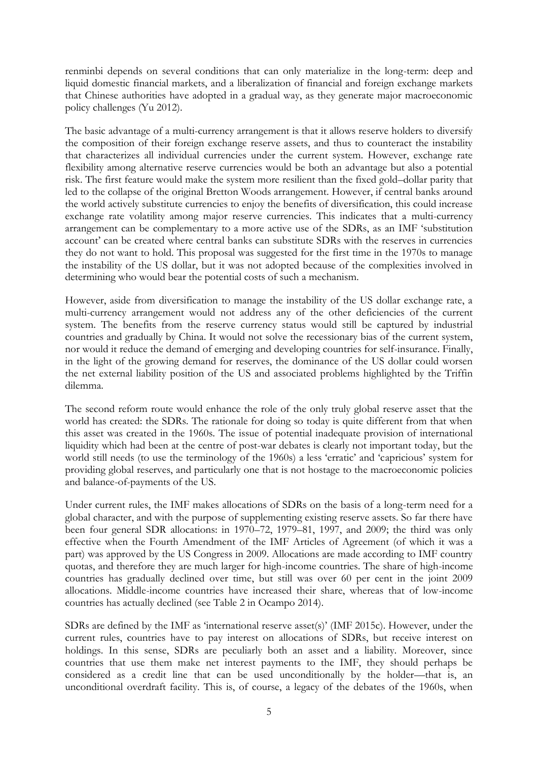renminbi depends on several conditions that can only materialize in the long-term: deep and liquid domestic financial markets, and a liberalization of financial and foreign exchange markets that Chinese authorities have adopted in a gradual way, as they generate major macroeconomic policy challenges (Yu 2012).

The basic advantage of a multi-currency arrangement is that it allows reserve holders to diversify the composition of their foreign exchange reserve assets, and thus to counteract the instability that characterizes all individual currencies under the current system. However, exchange rate flexibility among alternative reserve currencies would be both an advantage but also a potential risk. The first feature would make the system more resilient than the fixed gold–dollar parity that led to the collapse of the original Bretton Woods arrangement. However, if central banks around the world actively substitute currencies to enjoy the benefits of diversification, this could increase exchange rate volatility among major reserve currencies. This indicates that a multi-currency arrangement can be complementary to a more active use of the SDRs, as an IMF 'substitution account' can be created where central banks can substitute SDRs with the reserves in currencies they do not want to hold. This proposal was suggested for the first time in the 1970s to manage the instability of the US dollar, but it was not adopted because of the complexities involved in determining who would bear the potential costs of such a mechanism.

However, aside from diversification to manage the instability of the US dollar exchange rate, a multi-currency arrangement would not address any of the other deficiencies of the current system. The benefits from the reserve currency status would still be captured by industrial countries and gradually by China. It would not solve the recessionary bias of the current system, nor would it reduce the demand of emerging and developing countries for self-insurance. Finally, in the light of the growing demand for reserves, the dominance of the US dollar could worsen the net external liability position of the US and associated problems highlighted by the Triffin dilemma.

The second reform route would enhance the role of the only truly global reserve asset that the world has created: the SDRs. The rationale for doing so today is quite different from that when this asset was created in the 1960s. The issue of potential inadequate provision of international liquidity which had been at the centre of post-war debates is clearly not important today, but the world still needs (to use the terminology of the 1960s) a less 'erratic' and 'capricious' system for providing global reserves, and particularly one that is not hostage to the macroeconomic policies and balance-of-payments of the US.

Under current rules, the IMF makes allocations of SDRs on the basis of a long-term need for a global character, and with the purpose of supplementing existing reserve assets. So far there have been four general SDR allocations: in 1970–72, 1979–81, 1997, and 2009; the third was only effective when the Fourth Amendment of the IMF Articles of Agreement (of which it was a part) was approved by the US Congress in 2009. Allocations are made according to IMF country quotas, and therefore they are much larger for high-income countries. The share of high-income countries has gradually declined over time, but still was over 60 per cent in the joint 2009 allocations. Middle-income countries have increased their share, whereas that of low-income countries has actually declined (see Table 2 in Ocampo 2014).

SDRs are defined by the IMF as 'international reserve asset(s)' (IMF 2015c). However, under the current rules, countries have to pay interest on allocations of SDRs, but receive interest on holdings. In this sense, SDRs are peculiarly both an asset and a liability. Moreover, since countries that use them make net interest payments to the IMF, they should perhaps be considered as a credit line that can be used unconditionally by the holder—that is, an unconditional overdraft facility. This is, of course, a legacy of the debates of the 1960s, when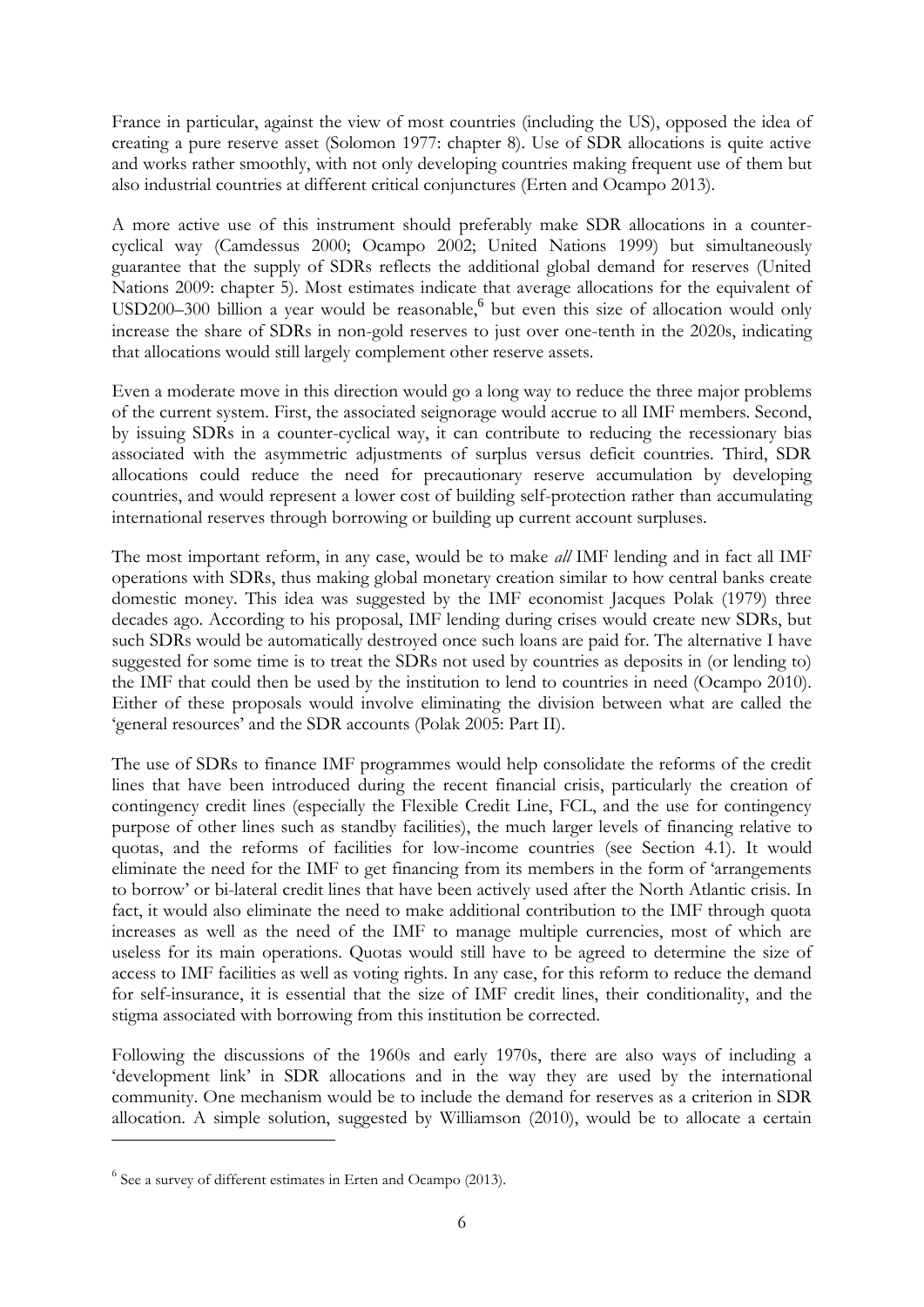France in particular, against the view of most countries (including the US), opposed the idea of creating a pure reserve asset (Solomon 1977: chapter 8). Use of SDR allocations is quite active and works rather smoothly, with not only developing countries making frequent use of them but also industrial countries at different critical conjunctures (Erten and Ocampo 2013).

A more active use of this instrument should preferably make SDR allocations in a counter-cyclical way (Camdessus 2000; Ocampo 2002; United Nations 1999) but simultaneously guarantee that the supply of SDRs reflects the additional global demand for reserves (United Nations 2009: chapter 5). Most estimates indicate that average allocations for the equivalent of USD200–300 billion a year would be reasonable,[6] but even this size of allocation would only increase the share of SDRs in non-gold reserves to just over one-tenth in the 2020s, indicating that allocations would still largely complement other reserve assets.

Even a moderate move in this direction would go a long way to reduce the three major problems of the current system. First, the associated seignorage would accrue to all IMF members. Second, by issuing SDRs in a counter-cyclical way, it can contribute to reducing the recessionary bias associated with the asymmetric adjustments of surplus versus deficit countries. Third, SDR allocations could reduce the need for precautionary reserve accumulation by developing countries, and would represent a lower cost of building self-protection rather than accumulating international reserves through borrowing or building up current account surpluses.

The most important reform, in any case, would be to make *all* IMF lending and in fact all IMF operations with SDRs, thus making global monetary creation similar to how central banks create domestic money. This idea was suggested by the IMF economist Jacques Polak (1979) three decades ago. According to his proposal, IMF lending during crises would create new SDRs, but such SDRs would be automatically destroyed once such loans are paid for. The alternative I have suggested for some time is to treat the SDRs not used by countries as deposits in (or lending to) the IMF that could then be used by the institution to lend to countries in need (Ocampo 2010). Either of these proposals would involve eliminating the division between what are called the 'general resources' and the SDR accounts (Polak 2005: Part II).

The use of SDRs to finance IMF programmes would help consolidate the reforms of the credit lines that have been introduced during the recent financial crisis, particularly the creation of contingency credit lines (especially the Flexible Credit Line, FCL, and the use for contingency purpose of other lines such as standby facilities), the much larger levels of financing relative to quotas, and the reforms of facilities for low-income countries (see Section 4.1). It would eliminate the need for the IMF to get financing from its members in the form of 'arrangements to borrow' or bi-lateral credit lines that have been actively used after the North Atlantic crisis. In fact, it would also eliminate the need to make additional contribution to the IMF through quota increases as well as the need of the IMF to manage multiple currencies, most of which are useless for its main operations. Quotas would still have to be agreed to determine the size of access to IMF facilities as well as voting rights. In any case, for this reform to reduce the demand for self-insurance, it is essential that the size of IMF credit lines, their conditionality, and the stigma associated with borrowing from this institution be corrected.

Following the discussions of the 1960s and early 1970s, there are also ways of including a 'development link' in SDR allocations and in the way they are used by the international community. One mechanism would be to include the demand for reserves as a criterion in SDR allocation. A simple solution, suggested by Williamson (2010), would be to allocate a certain

[6] See a survey of different estimates in Erten and Ocampo (2013).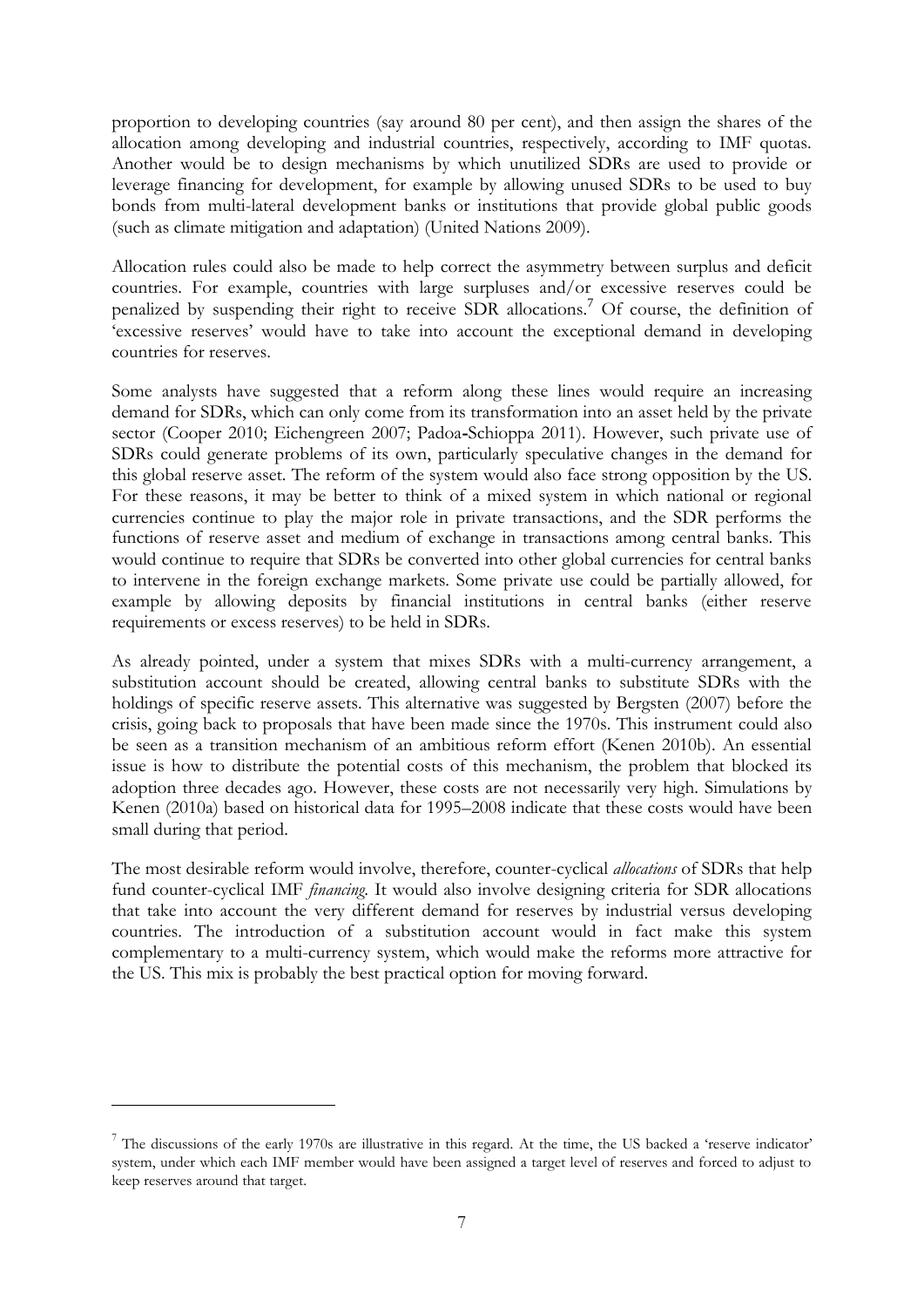proportion to developing countries (say around 80 per cent), and then assign the shares of the allocation among developing and industrial countries, respectively, according to IMF quotas. Another would be to design mechanisms by which unutilized SDRs are used to provide or leverage financing for development, for example by allowing unused SDRs to be used to buy bonds from multi-lateral development banks or institutions that provide global public goods (such as climate mitigation and adaptation) (United Nations 2009).

Allocation rules could also be made to help correct the asymmetry between surplus and deficit countries. For example, countries with large surpluses and/or excessive reserves could be penalized by suspending their right to receive SDR allocations.[7] Of course, the definition of 'excessive reserves' would have to take into account the exceptional demand in developing countries for reserves.

Some analysts have suggested that a reform along these lines would require an increasing demand for SDRs, which can only come from its transformation into an asset held by the private sector (Cooper 2010; Eichengreen 2007; Padoa-Schioppa 2011). However, such private use of SDRs could generate problems of its own, particularly speculative changes in the demand for this global reserve asset. The reform of the system would also face strong opposition by the US. For these reasons, it may be better to think of a mixed system in which national or regional currencies continue to play the major role in private transactions, and the SDR performs the functions of reserve asset and medium of exchange in transactions among central banks. This would continue to require that SDRs be converted into other global currencies for central banks to intervene in the foreign exchange markets. Some private use could be partially allowed, for example by allowing deposits by financial institutions in central banks (either reserve requirements or excess reserves) to be held in SDRs.

As already pointed, under a system that mixes SDRs with a multi-currency arrangement, a substitution account should be created, allowing central banks to substitute SDRs with the holdings of specific reserve assets. This alternative was suggested by Bergsten (2007) before the crisis, going back to proposals that have been made since the 1970s. This instrument could also be seen as a transition mechanism of an ambitious reform effort (Kenen 2010b). An essential issue is how to distribute the potential costs of this mechanism, the problem that blocked its adoption three decades ago. However, these costs are not necessarily very high. Simulations by Kenen (2010a) based on historical data for 1995–2008 indicate that these costs would have been small during that period.

The most desirable reform would involve, therefore, counter-cyclical *allocations* of SDRs that help fund counter-cyclical IMF *financing*. It would also involve designing criteria for SDR allocations that take into account the very different demand for reserves by industrial versus developing countries. The introduction of a substitution account would in fact make this system complementary to a multi-currency system, which would make the reforms more attractive for the US. This mix is probably the best practical option for moving forward.

[7] The discussions of the early 1970s are illustrative in this regard. At the time, the US backed a 'reserve indicator' system, under which each IMF member would have been assigned a target level of reserves and forced to adjust to keep reserves around that target.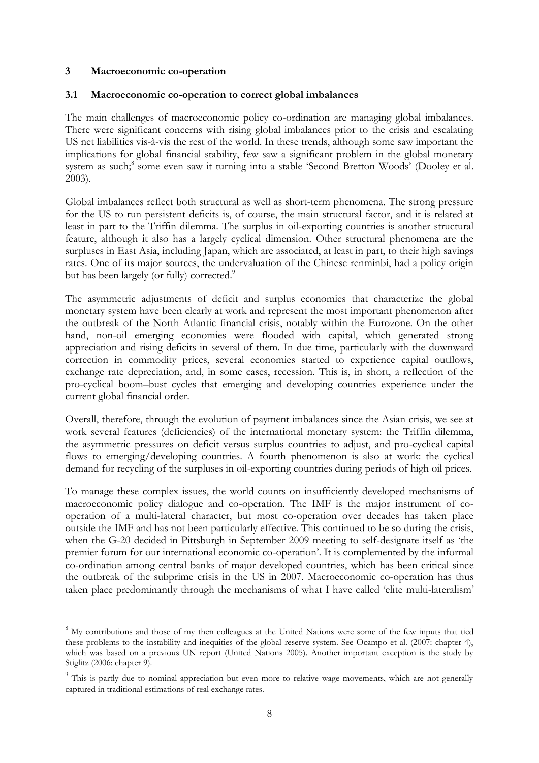## 3 Macroeconomic co-operation

### 3.1 Macroeconomic co-operation to correct global imbalances

The main challenges of macroeconomic policy co-ordination are managing global imbalances. There were significant concerns with rising global imbalances prior to the crisis and escalating US net liabilities vis-à-vis the rest of the world. In these trends, although some saw important the implications for global financial stability, few saw a significant problem in the global monetary system as such;[8] some even saw it turning into a stable 'Second Bretton Woods' (Dooley et al. 2003).

Global imbalances reflect both structural as well as short-term phenomena. The strong pressure for the US to run persistent deficits is, of course, the main structural factor, and it is related at least in part to the Triffin dilemma. The surplus in oil-exporting countries is another structural feature, although it also has a largely cyclical dimension. Other structural phenomena are the surpluses in East Asia, including Japan, which are associated, at least in part, to their high savings rates. One of its major sources, the undervaluation of the Chinese renminbi, had a policy origin but has been largely (or fully) corrected.[9]

The asymmetric adjustments of deficit and surplus economies that characterize the global monetary system have been clearly at work and represent the most important phenomenon after the outbreak of the North Atlantic financial crisis, notably within the Eurozone. On the other hand, non-oil emerging economies were flooded with capital, which generated strong appreciation and rising deficits in several of them. In due time, particularly with the downward correction in commodity prices, several economies started to experience capital outflows, exchange rate depreciation, and, in some cases, recession. This is, in short, a reflection of the pro-cyclical boom–bust cycles that emerging and developing countries experience under the current global financial order.

Overall, therefore, through the evolution of payment imbalances since the Asian crisis, we see at work several features (deficiencies) of the international monetary system: the Triffin dilemma, the asymmetric pressures on deficit versus surplus countries to adjust, and pro-cyclical capital flows to emerging/developing countries. A fourth phenomenon is also at work: the cyclical demand for recycling of the surpluses in oil-exporting countries during periods of high oil prices.

To manage these complex issues, the world counts on insufficiently developed mechanisms of macroeconomic policy dialogue and co-operation. The IMF is the major instrument of co-operation of a multi-lateral character, but most co-operation over decades has taken place outside the IMF and has not been particularly effective. This continued to be so during the crisis, when the G-20 decided in Pittsburgh in September 2009 meeting to self-designate itself as 'the premier forum for our international economic co-operation'. It is complemented by the informal co-ordination among central banks of major developed countries, which has been critical since the outbreak of the subprime crisis in the US in 2007. Macroeconomic co-operation has thus taken place predominantly through the mechanisms of what I have called 'elite multi-lateralism'

---

[8] My contributions and those of my then colleagues at the United Nations were some of the few inputs that tied these problems to the instability and inequities of the global reserve system. See Ocampo et al. (2007: chapter 4), which was based on a previous UN report (United Nations 2005). Another important exception is the study by Stiglitz (2006: chapter 9).

[9] This is partly due to nominal appreciation but even more to relative wage movements, which are not generally captured in traditional estimations of real exchange rates.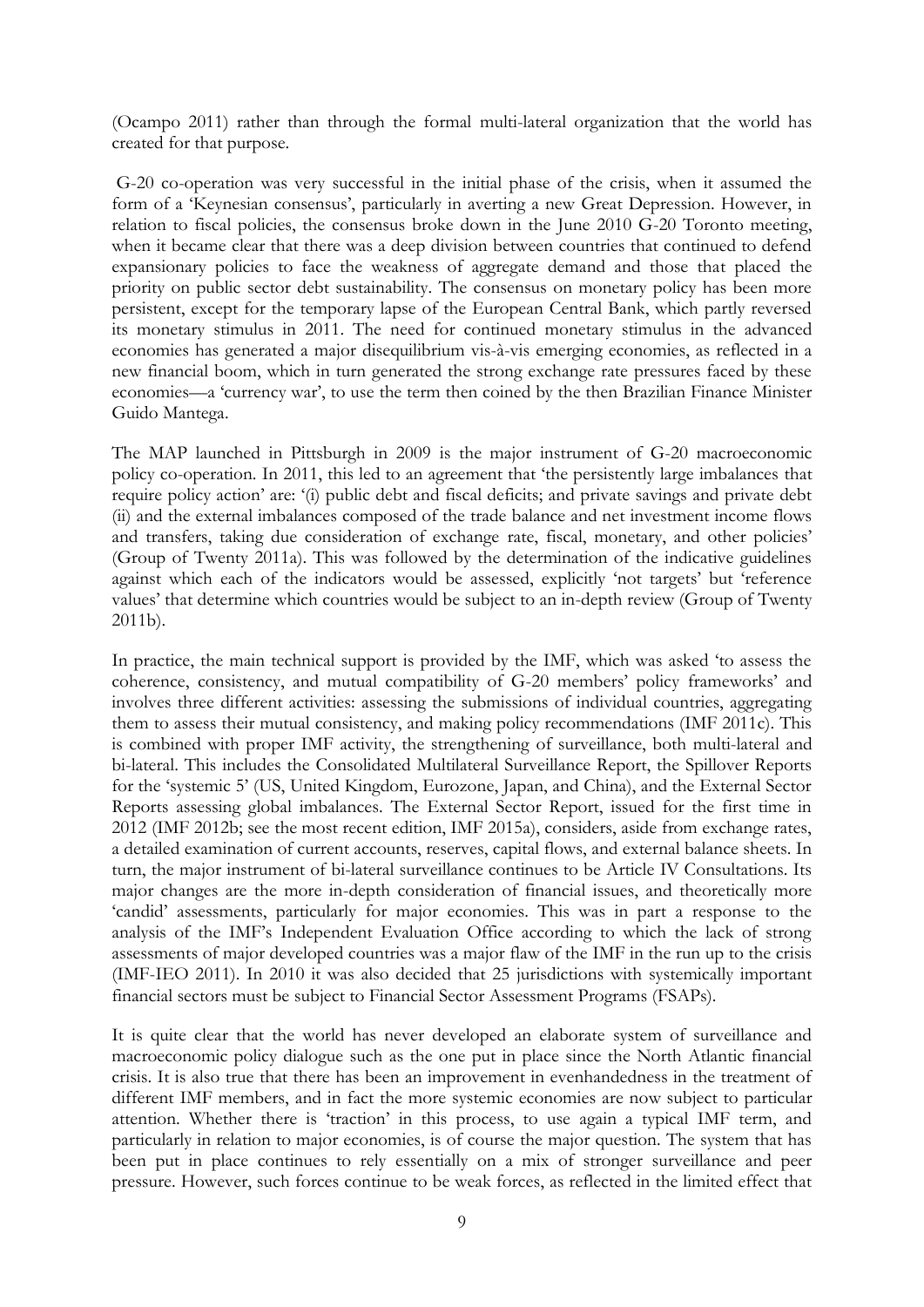(Ocampo 2011) rather than through the formal multi-lateral organization that the world has created for that purpose.

G-20 co-operation was very successful in the initial phase of the crisis, when it assumed the form of a 'Keynesian consensus', particularly in averting a new Great Depression. However, in relation to fiscal policies, the consensus broke down in the June 2010 G-20 Toronto meeting, when it became clear that there was a deep division between countries that continued to defend expansionary policies to face the weakness of aggregate demand and those that placed the priority on public sector debt sustainability. The consensus on monetary policy has been more persistent, except for the temporary lapse of the European Central Bank, which partly reversed its monetary stimulus in 2011. The need for continued monetary stimulus in the advanced economies has generated a major disequilibrium vis-à-vis emerging economies, as reflected in a new financial boom, which in turn generated the strong exchange rate pressures faced by these economies—a 'currency war', to use the term then coined by the then Brazilian Finance Minister Guido Mantega.

The MAP launched in Pittsburgh in 2009 is the major instrument of G-20 macroeconomic policy co-operation. In 2011, this led to an agreement that 'the persistently large imbalances that require policy action' are: '(i) public debt and fiscal deficits; and private savings and private debt (ii) and the external imbalances composed of the trade balance and net investment income flows and transfers, taking due consideration of exchange rate, fiscal, monetary, and other policies' (Group of Twenty 2011a). This was followed by the determination of the indicative guidelines against which each of the indicators would be assessed, explicitly 'not targets' but 'reference values' that determine which countries would be subject to an in-depth review (Group of Twenty 2011b).

In practice, the main technical support is provided by the IMF, which was asked 'to assess the coherence, consistency, and mutual compatibility of G-20 members' policy frameworks' and involves three different activities: assessing the submissions of individual countries, aggregating them to assess their mutual consistency, and making policy recommendations (IMF 2011c). This is combined with proper IMF activity, the strengthening of surveillance, both multi-lateral and bi-lateral. This includes the Consolidated Multilateral Surveillance Report, the Spillover Reports for the 'systemic 5' (US, United Kingdom, Eurozone, Japan, and China), and the External Sector Reports assessing global imbalances. The External Sector Report, issued for the first time in 2012 (IMF 2012b; see the most recent edition, IMF 2015a), considers, aside from exchange rates, a detailed examination of current accounts, reserves, capital flows, and external balance sheets. In turn, the major instrument of bi-lateral surveillance continues to be Article IV Consultations. Its major changes are the more in-depth consideration of financial issues, and theoretically more 'candid' assessments, particularly for major economies. This was in part a response to the analysis of the IMF's Independent Evaluation Office according to which the lack of strong assessments of major developed countries was a major flaw of the IMF in the run up to the crisis (IMF-IEO 2011). In 2010 it was also decided that 25 jurisdictions with systemically important financial sectors must be subject to Financial Sector Assessment Programs (FSAPs).

It is quite clear that the world has never developed an elaborate system of surveillance and macroeconomic policy dialogue such as the one put in place since the North Atlantic financial crisis. It is also true that there has been an improvement in evenhandedness in the treatment of different IMF members, and in fact the more systemic economies are now subject to particular attention. Whether there is 'traction' in this process, to use again a typical IMF term, and particularly in relation to major economies, is of course the major question. The system that has been put in place continues to rely essentially on a mix of stronger surveillance and peer pressure. However, such forces continue to be weak forces, as reflected in the limited effect that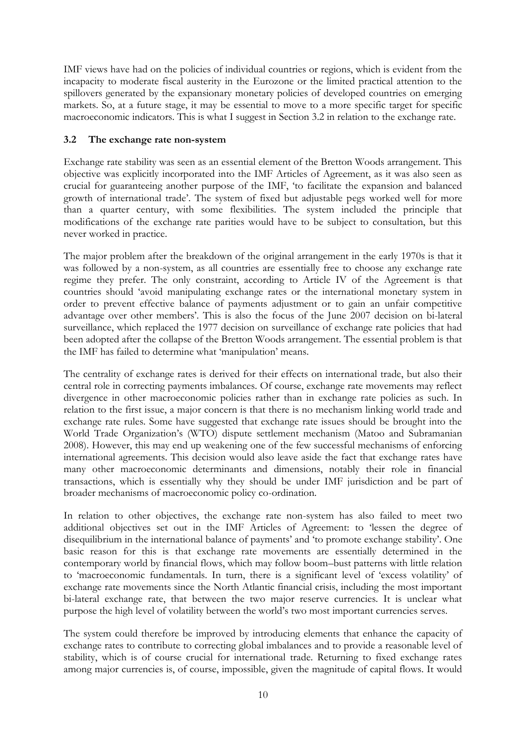IMF views have had on the policies of individual countries or regions, which is evident from the incapacity to moderate fiscal austerity in the Eurozone or the limited practical attention to the spillovers generated by the expansionary monetary policies of developed countries on emerging markets. So, at a future stage, it may be essential to move to a more specific target for specific macroeconomic indicators. This is what I suggest in Section 3.2 in relation to the exchange rate.

### 3.2 The exchange rate non-system

Exchange rate stability was seen as an essential element of the Bretton Woods arrangement. This objective was explicitly incorporated into the IMF Articles of Agreement, as it was also seen as crucial for guaranteeing another purpose of the IMF, 'to facilitate the expansion and balanced growth of international trade'. The system of fixed but adjustable pegs worked well for more than a quarter century, with some flexibilities. The system included the principle that modifications of the exchange rate parities would have to be subject to consultation, but this never worked in practice.

The major problem after the breakdown of the original arrangement in the early 1970s is that it was followed by a non-system, as all countries are essentially free to choose any exchange rate regime they prefer. The only constraint, according to Article IV of the Agreement is that countries should 'avoid manipulating exchange rates or the international monetary system in order to prevent effective balance of payments adjustment or to gain an unfair competitive advantage over other members'. This is also the focus of the June 2007 decision on bi-lateral surveillance, which replaced the 1977 decision on surveillance of exchange rate policies that had been adopted after the collapse of the Bretton Woods arrangement. The essential problem is that the IMF has failed to determine what 'manipulation' means.

The centrality of exchange rates is derived for their effects on international trade, but also their central role in correcting payments imbalances. Of course, exchange rate movements may reflect divergence in other macroeconomic policies rather than in exchange rate policies as such. In relation to the first issue, a major concern is that there is no mechanism linking world trade and exchange rate rules. Some have suggested that exchange rate issues should be brought into the World Trade Organization's (WTO) dispute settlement mechanism (Matoo and Subramanian 2008). However, this may end up weakening one of the few successful mechanisms of enforcing international agreements. This decision would also leave aside the fact that exchange rates have many other macroeconomic determinants and dimensions, notably their role in financial transactions, which is essentially why they should be under IMF jurisdiction and be part of broader mechanisms of macroeconomic policy co-ordination.

In relation to other objectives, the exchange rate non-system has also failed to meet two additional objectives set out in the IMF Articles of Agreement: to 'lessen the degree of disequilibrium in the international balance of payments' and 'to promote exchange stability'. One basic reason for this is that exchange rate movements are essentially determined in the contemporary world by financial flows, which may follow boom–bust patterns with little relation to 'macroeconomic fundamentals. In turn, there is a significant level of 'excess volatility' of exchange rate movements since the North Atlantic financial crisis, including the most important bi-lateral exchange rate, that between the two major reserve currencies. It is unclear what purpose the high level of volatility between the world's two most important currencies serves.

The system could therefore be improved by introducing elements that enhance the capacity of exchange rates to contribute to correcting global imbalances and to provide a reasonable level of stability, which is of course crucial for international trade. Returning to fixed exchange rates among major currencies is, of course, impossible, given the magnitude of capital flows. It would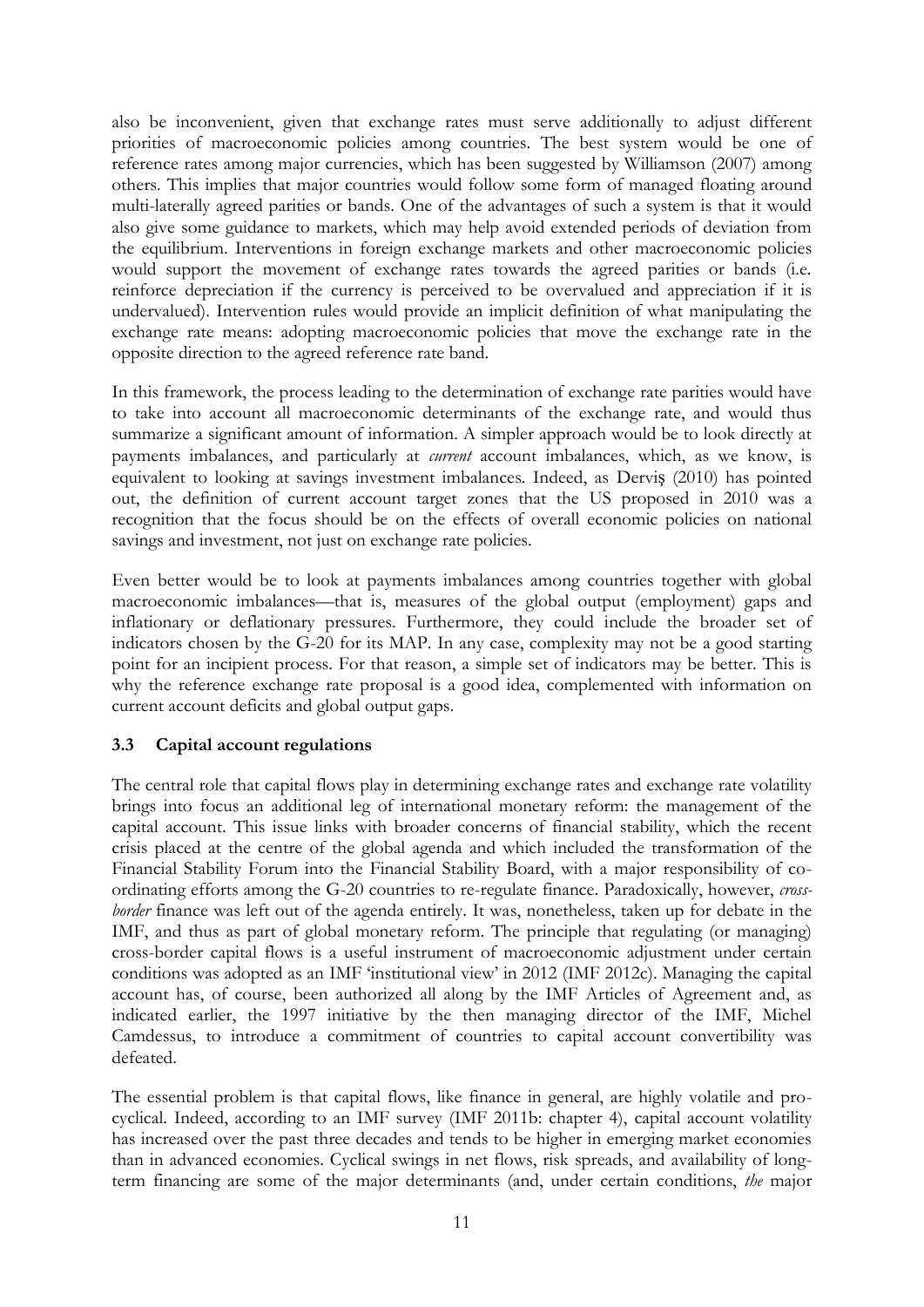also be inconvenient, given that exchange rates must serve additionally to adjust different priorities of macroeconomic policies among countries. The best system would be one of reference rates among major currencies, which has been suggested by Williamson (2007) among others. This implies that major countries would follow some form of managed floating around multi-laterally agreed parities or bands. One of the advantages of such a system is that it would also give some guidance to markets, which may help avoid extended periods of deviation from the equilibrium. Interventions in foreign exchange markets and other macroeconomic policies would support the movement of exchange rates towards the agreed parities or bands (i.e. reinforce depreciation if the currency is perceived to be overvalued and appreciation if it is undervalued). Intervention rules would provide an implicit definition of what manipulating the exchange rate means: adopting macroeconomic policies that move the exchange rate in the opposite direction to the agreed reference rate band.

In this framework, the process leading to the determination of exchange rate parities would have to take into account all macroeconomic determinants of the exchange rate, and would thus summarize a significant amount of information. A simpler approach would be to look directly at payments imbalances, and particularly at *current* account imbalances, which, as we know, is equivalent to looking at savings investment imbalances. Indeed, as Derviş (2010) has pointed out, the definition of current account target zones that the US proposed in 2010 was a recognition that the focus should be on the effects of overall economic policies on national savings and investment, not just on exchange rate policies.

Even better would be to look at payments imbalances among countries together with global macroeconomic imbalances—that is, measures of the global output (employment) gaps and inflationary or deflationary pressures. Furthermore, they could include the broader set of indicators chosen by the G-20 for its MAP. In any case, complexity may not be a good starting point for an incipient process. For that reason, a simple set of indicators may be better. This is why the reference exchange rate proposal is a good idea, complemented with information on current account deficits and global output gaps.

### 3.3 Capital account regulations

The central role that capital flows play in determining exchange rates and exchange rate volatility brings into focus an additional leg of international monetary reform: the management of the capital account. This issue links with broader concerns of financial stability, which the recent crisis placed at the centre of the global agenda and which included the transformation of the Financial Stability Forum into the Financial Stability Board, with a major responsibility of co-ordinating efforts among the G-20 countries to re-regulate finance. Paradoxically, however, *cross-border* finance was left out of the agenda entirely. It was, nonetheless, taken up for debate in the IMF, and thus as part of global monetary reform. The principle that regulating (or managing) cross-border capital flows is a useful instrument of macroeconomic adjustment under certain conditions was adopted as an IMF 'institutional view' in 2012 (IMF 2012c). Managing the capital account has, of course, been authorized all along by the IMF Articles of Agreement and, as indicated earlier, the 1997 initiative by the then managing director of the IMF, Michel Camdessus, to introduce a commitment of countries to capital account convertibility was defeated.

The essential problem is that capital flows, like finance in general, are highly volatile and pro-cyclical. Indeed, according to an IMF survey (IMF 2011b: chapter 4), capital account volatility has increased over the past three decades and tends to be higher in emerging market economies than in advanced economies. Cyclical swings in net flows, risk spreads, and availability of long-term financing are some of the major determinants (and, under certain conditions, *the* major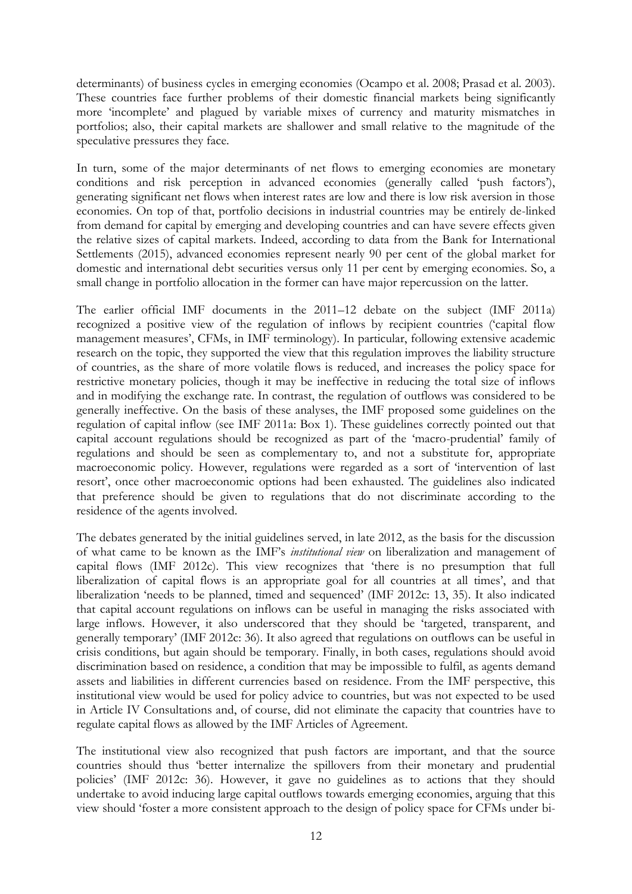determinants) of business cycles in emerging economies (Ocampo et al. 2008; Prasad et al. 2003). These countries face further problems of their domestic financial markets being significantly more 'incomplete' and plagued by variable mixes of currency and maturity mismatches in portfolios; also, their capital markets are shallower and small relative to the magnitude of the speculative pressures they face.

In turn, some of the major determinants of net flows to emerging economies are monetary conditions and risk perception in advanced economies (generally called 'push factors'), generating significant net flows when interest rates are low and there is low risk aversion in those economies. On top of that, portfolio decisions in industrial countries may be entirely de-linked from demand for capital by emerging and developing countries and can have severe effects given the relative sizes of capital markets. Indeed, according to data from the Bank for International Settlements (2015), advanced economies represent nearly 90 per cent of the global market for domestic and international debt securities versus only 11 per cent by emerging economies. So, a small change in portfolio allocation in the former can have major repercussion on the latter.

The earlier official IMF documents in the 2011–12 debate on the subject (IMF 2011a) recognized a positive view of the regulation of inflows by recipient countries ('capital flow management measures', CFMs, in IMF terminology). In particular, following extensive academic research on the topic, they supported the view that this regulation improves the liability structure of countries, as the share of more volatile flows is reduced, and increases the policy space for restrictive monetary policies, though it may be ineffective in reducing the total size of inflows and in modifying the exchange rate. In contrast, the regulation of outflows was considered to be generally ineffective. On the basis of these analyses, the IMF proposed some guidelines on the regulation of capital inflow (see IMF 2011a: Box 1). These guidelines correctly pointed out that capital account regulations should be recognized as part of the 'macro-prudential' family of regulations and should be seen as complementary to, and not a substitute for, appropriate macroeconomic policy. However, regulations were regarded as a sort of 'intervention of last resort', once other macroeconomic options had been exhausted. The guidelines also indicated that preference should be given to regulations that do not discriminate according to the residence of the agents involved.

The debates generated by the initial guidelines served, in late 2012, as the basis for the discussion of what came to be known as the IMF's *institutional view* on liberalization and management of capital flows (IMF 2012c). This view recognizes that 'there is no presumption that full liberalization of capital flows is an appropriate goal for all countries at all times', and that liberalization 'needs to be planned, timed and sequenced' (IMF 2012c: 13, 35). It also indicated that capital account regulations on inflows can be useful in managing the risks associated with large inflows. However, it also underscored that they should be 'targeted, transparent, and generally temporary' (IMF 2012c: 36). It also agreed that regulations on outflows can be useful in crisis conditions, but again should be temporary. Finally, in both cases, regulations should avoid discrimination based on residence, a condition that may be impossible to fulfil, as agents demand assets and liabilities in different currencies based on residence. From the IMF perspective, this institutional view would be used for policy advice to countries, but was not expected to be used in Article IV Consultations and, of course, did not eliminate the capacity that countries have to regulate capital flows as allowed by the IMF Articles of Agreement.

The institutional view also recognized that push factors are important, and that the source countries should thus 'better internalize the spillovers from their monetary and prudential policies' (IMF 2012c: 36). However, it gave no guidelines as to actions that they should undertake to avoid inducing large capital outflows towards emerging economies, arguing that this view should 'foster a more consistent approach to the design of policy space for CFMs under bi-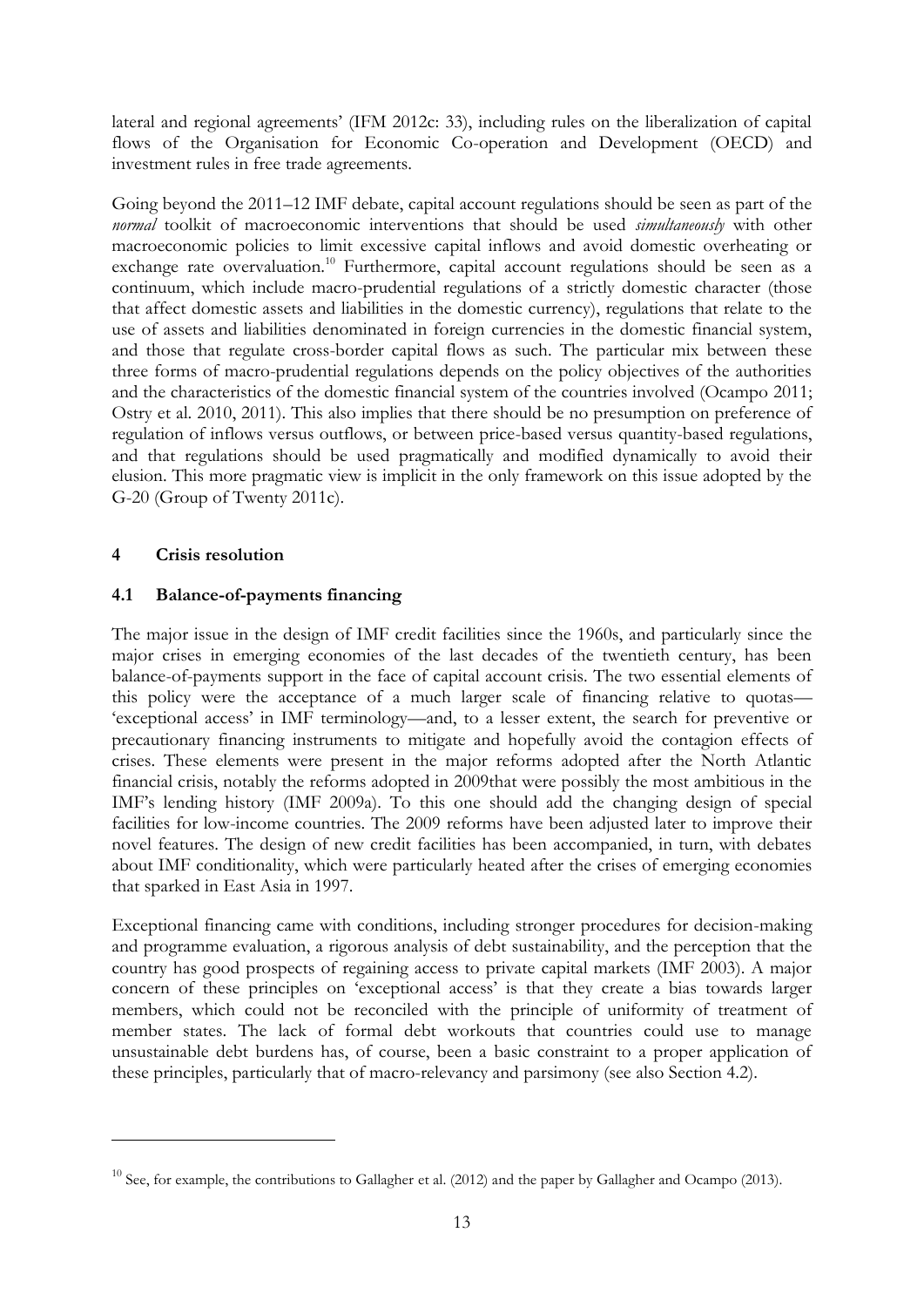lateral and regional agreements' (IFM 2012c: 33), including rules on the liberalization of capital flows of the Organisation for Economic Co-operation and Development (OECD) and investment rules in free trade agreements.

Going beyond the 2011–12 IMF debate, capital account regulations should be seen as part of the *normal* toolkit of macroeconomic interventions that should be used *simultaneously* with other macroeconomic policies to limit excessive capital inflows and avoid domestic overheating or exchange rate overvaluation.[10] Furthermore, capital account regulations should be seen as a continuum, which include macro-prudential regulations of a strictly domestic character (those that affect domestic assets and liabilities in the domestic currency), regulations that relate to the use of assets and liabilities denominated in foreign currencies in the domestic financial system, and those that regulate cross-border capital flows as such. The particular mix between these three forms of macro-prudential regulations depends on the policy objectives of the authorities and the characteristics of the domestic financial system of the countries involved (Ocampo 2011; Ostry et al. 2010, 2011). This also implies that there should be no presumption on preference of regulation of inflows versus outflows, or between price-based versus quantity-based regulations, and that regulations should be used pragmatically and modified dynamically to avoid their elusion. This more pragmatic view is implicit in the only framework on this issue adopted by the G-20 (Group of Twenty 2011c).

## 4 Crisis resolution

### 4.1 Balance-of-payments financing

The major issue in the design of IMF credit facilities since the 1960s, and particularly since the major crises in emerging economies of the last decades of the twentieth century, has been balance-of-payments support in the face of capital account crisis. The two essential elements of this policy were the acceptance of a much larger scale of financing relative to quotas—'exceptional access' in IMF terminology—and, to a lesser extent, the search for preventive or precautionary financing instruments to mitigate and hopefully avoid the contagion effects of crises. These elements were present in the major reforms adopted after the North Atlantic financial crisis, notably the reforms adopted in 2009that were possibly the most ambitious in the IMF's lending history (IMF 2009a). To this one should add the changing design of special facilities for low-income countries. The 2009 reforms have been adjusted later to improve their novel features. The design of new credit facilities has been accompanied, in turn, with debates about IMF conditionality, which were particularly heated after the crises of emerging economies that sparked in East Asia in 1997.

Exceptional financing came with conditions, including stronger procedures for decision-making and programme evaluation, a rigorous analysis of debt sustainability, and the perception that the country has good prospects of regaining access to private capital markets (IMF 2003). A major concern of these principles on 'exceptional access' is that they create a bias towards larger members, which could not be reconciled with the principle of uniformity of treatment of member states. The lack of formal debt workouts that countries could use to manage unsustainable debt burdens has, of course, been a basic constraint to a proper application of these principles, particularly that of macro-relevancy and parsimony (see also Section 4.2).

---

[10] See, for example, the contributions to Gallagher et al. (2012) and the paper by Gallagher and Ocampo (2013).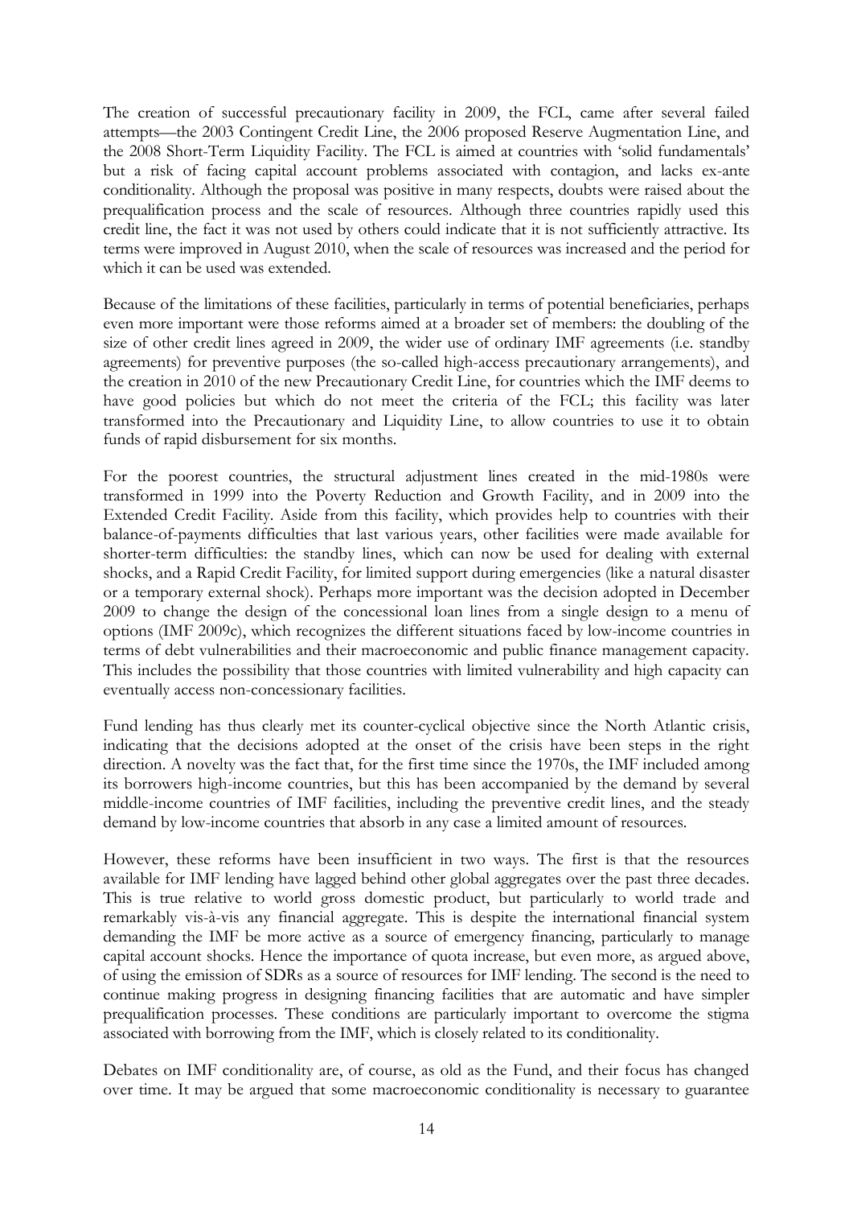The creation of successful precautionary facility in 2009, the FCL, came after several failed attempts—the 2003 Contingent Credit Line, the 2006 proposed Reserve Augmentation Line, and the 2008 Short-Term Liquidity Facility. The FCL is aimed at countries with 'solid fundamentals' but a risk of facing capital account problems associated with contagion, and lacks ex-ante conditionality. Although the proposal was positive in many respects, doubts were raised about the prequalification process and the scale of resources. Although three countries rapidly used this credit line, the fact it was not used by others could indicate that it is not sufficiently attractive. Its terms were improved in August 2010, when the scale of resources was increased and the period for which it can be used was extended.

Because of the limitations of these facilities, particularly in terms of potential beneficiaries, perhaps even more important were those reforms aimed at a broader set of members: the doubling of the size of other credit lines agreed in 2009, the wider use of ordinary IMF agreements (i.e. standby agreements) for preventive purposes (the so-called high-access precautionary arrangements), and the creation in 2010 of the new Precautionary Credit Line, for countries which the IMF deems to have good policies but which do not meet the criteria of the FCL; this facility was later transformed into the Precautionary and Liquidity Line, to allow countries to use it to obtain funds of rapid disbursement for six months.

For the poorest countries, the structural adjustment lines created in the mid-1980s were transformed in 1999 into the Poverty Reduction and Growth Facility, and in 2009 into the Extended Credit Facility. Aside from this facility, which provides help to countries with their balance-of-payments difficulties that last various years, other facilities were made available for shorter-term difficulties: the standby lines, which can now be used for dealing with external shocks, and a Rapid Credit Facility, for limited support during emergencies (like a natural disaster or a temporary external shock). Perhaps more important was the decision adopted in December 2009 to change the design of the concessional loan lines from a single design to a menu of options (IMF 2009c), which recognizes the different situations faced by low-income countries in terms of debt vulnerabilities and their macroeconomic and public finance management capacity. This includes the possibility that those countries with limited vulnerability and high capacity can eventually access non-concessionary facilities.

Fund lending has thus clearly met its counter-cyclical objective since the North Atlantic crisis, indicating that the decisions adopted at the onset of the crisis have been steps in the right direction. A novelty was the fact that, for the first time since the 1970s, the IMF included among its borrowers high-income countries, but this has been accompanied by the demand by several middle-income countries of IMF facilities, including the preventive credit lines, and the steady demand by low-income countries that absorb in any case a limited amount of resources.

However, these reforms have been insufficient in two ways. The first is that the resources available for IMF lending have lagged behind other global aggregates over the past three decades. This is true relative to world gross domestic product, but particularly to world trade and remarkably vis-à-vis any financial aggregate. This is despite the international financial system demanding the IMF be more active as a source of emergency financing, particularly to manage capital account shocks. Hence the importance of quota increase, but even more, as argued above, of using the emission of SDRs as a source of resources for IMF lending. The second is the need to continue making progress in designing financing facilities that are automatic and have simpler prequalification processes. These conditions are particularly important to overcome the stigma associated with borrowing from the IMF, which is closely related to its conditionality.

Debates on IMF conditionality are, of course, as old as the Fund, and their focus has changed over time. It may be argued that some macroeconomic conditionality is necessary to guarantee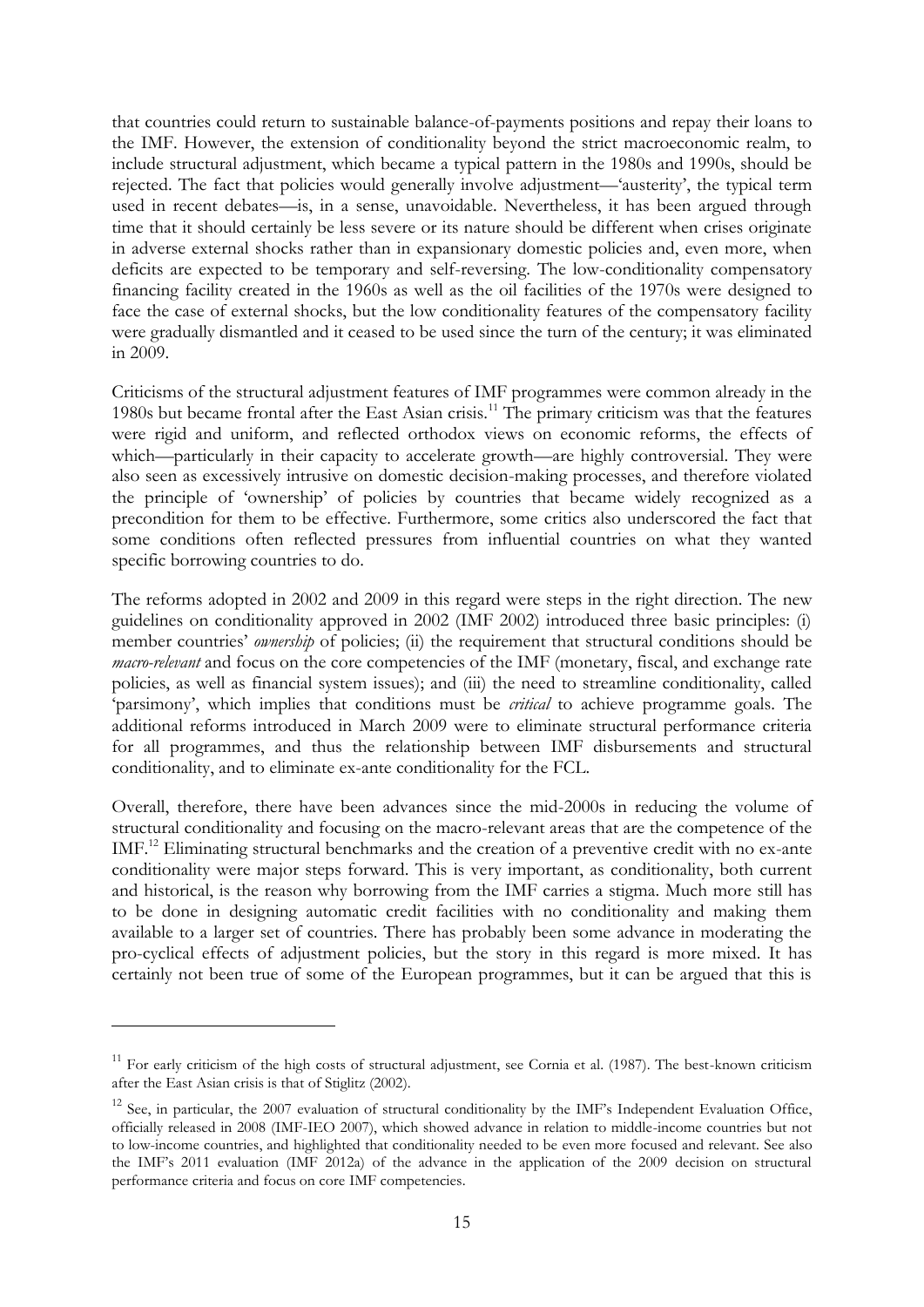that countries could return to sustainable balance-of-payments positions and repay their loans to the IMF. However, the extension of conditionality beyond the strict macroeconomic realm, to include structural adjustment, which became a typical pattern in the 1980s and 1990s, should be rejected. The fact that policies would generally involve adjustment—'austerity', the typical term used in recent debates—is, in a sense, unavoidable. Nevertheless, it has been argued through time that it should certainly be less severe or its nature should be different when crises originate in adverse external shocks rather than in expansionary domestic policies and, even more, when deficits are expected to be temporary and self-reversing. The low-conditionality compensatory financing facility created in the 1960s as well as the oil facilities of the 1970s were designed to face the case of external shocks, but the low conditionality features of the compensatory facility were gradually dismantled and it ceased to be used since the turn of the century; it was eliminated in 2009.

Criticisms of the structural adjustment features of IMF programmes were common already in the 1980s but became frontal after the East Asian crisis.[11] The primary criticism was that the features were rigid and uniform, and reflected orthodox views on economic reforms, the effects of which—particularly in their capacity to accelerate growth—are highly controversial. They were also seen as excessively intrusive on domestic decision-making processes, and therefore violated the principle of 'ownership' of policies by countries that became widely recognized as a precondition for them to be effective. Furthermore, some critics also underscored the fact that some conditions often reflected pressures from influential countries on what they wanted specific borrowing countries to do.

The reforms adopted in 2002 and 2009 in this regard were steps in the right direction. The new guidelines on conditionality approved in 2002 (IMF 2002) introduced three basic principles: (i) member countries' *ownership* of policies; (ii) the requirement that structural conditions should be *macro-relevant* and focus on the core competencies of the IMF (monetary, fiscal, and exchange rate policies, as well as financial system issues); and (iii) the need to streamline conditionality, called 'parsimony', which implies that conditions must be *critical* to achieve programme goals. The additional reforms introduced in March 2009 were to eliminate structural performance criteria for all programmes, and thus the relationship between IMF disbursements and structural conditionality, and to eliminate ex-ante conditionality for the FCL.

Overall, therefore, there have been advances since the mid-2000s in reducing the volume of structural conditionality and focusing on the macro-relevant areas that are the competence of the IMF.[12] Eliminating structural benchmarks and the creation of a preventive credit with no ex-ante conditionality were major steps forward. This is very important, as conditionality, both current and historical, is the reason why borrowing from the IMF carries a stigma. Much more still has to be done in designing automatic credit facilities with no conditionality and making them available to a larger set of countries. There has probably been some advance in moderating the pro-cyclical effects of adjustment policies, but the story in this regard is more mixed. It has certainly not been true of some of the European programmes, but it can be argued that this is

---

[11] For early criticism of the high costs of structural adjustment, see Cornia et al. (1987). The best-known criticism after the East Asian crisis is that of Stiglitz (2002).

[12] See, in particular, the 2007 evaluation of structural conditionality by the IMF's Independent Evaluation Office, officially released in 2008 (IMF-IEO 2007), which showed advance in relation to middle-income countries but not to low-income countries, and highlighted that conditionality needed to be even more focused and relevant. See also the IMF's 2011 evaluation (IMF 2012a) of the advance in the application of the 2009 decision on structural performance criteria and focus on core IMF competencies.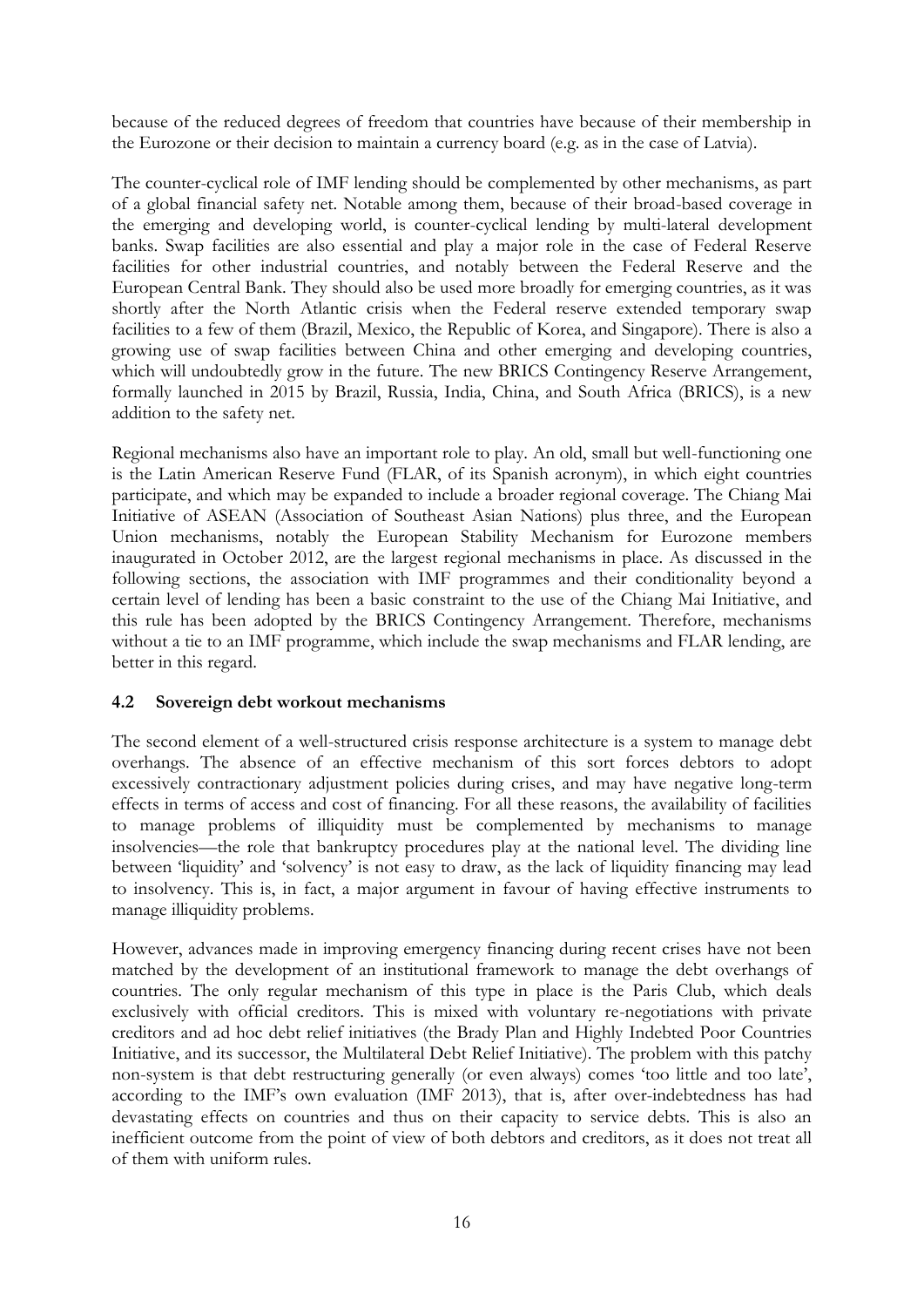because of the reduced degrees of freedom that countries have because of their membership in the Eurozone or their decision to maintain a currency board (e.g. as in the case of Latvia).

The counter-cyclical role of IMF lending should be complemented by other mechanisms, as part of a global financial safety net. Notable among them, because of their broad-based coverage in the emerging and developing world, is counter-cyclical lending by multi-lateral development banks. Swap facilities are also essential and play a major role in the case of Federal Reserve facilities for other industrial countries, and notably between the Federal Reserve and the European Central Bank. They should also be used more broadly for emerging countries, as it was shortly after the North Atlantic crisis when the Federal reserve extended temporary swap facilities to a few of them (Brazil, Mexico, the Republic of Korea, and Singapore). There is also a growing use of swap facilities between China and other emerging and developing countries, which will undoubtedly grow in the future. The new BRICS Contingency Reserve Arrangement, formally launched in 2015 by Brazil, Russia, India, China, and South Africa (BRICS), is a new addition to the safety net.

Regional mechanisms also have an important role to play. An old, small but well-functioning one is the Latin American Reserve Fund (FLAR, of its Spanish acronym), in which eight countries participate, and which may be expanded to include a broader regional coverage. The Chiang Mai Initiative of ASEAN (Association of Southeast Asian Nations) plus three, and the European Union mechanisms, notably the European Stability Mechanism for Eurozone members inaugurated in October 2012, are the largest regional mechanisms in place. As discussed in the following sections, the association with IMF programmes and their conditionality beyond a certain level of lending has been a basic constraint to the use of the Chiang Mai Initiative, and this rule has been adopted by the BRICS Contingency Arrangement. Therefore, mechanisms without a tie to an IMF programme, which include the swap mechanisms and FLAR lending, are better in this regard.

### 4.2 Sovereign debt workout mechanisms

The second element of a well-structured crisis response architecture is a system to manage debt overhangs. The absence of an effective mechanism of this sort forces debtors to adopt excessively contractionary adjustment policies during crises, and may have negative long-term effects in terms of access and cost of financing. For all these reasons, the availability of facilities to manage problems of illiquidity must be complemented by mechanisms to manage insolvencies—the role that bankruptcy procedures play at the national level. The dividing line between 'liquidity' and 'solvency' is not easy to draw, as the lack of liquidity financing may lead to insolvency. This is, in fact, a major argument in favour of having effective instruments to manage illiquidity problems.

However, advances made in improving emergency financing during recent crises have not been matched by the development of an institutional framework to manage the debt overhangs of countries. The only regular mechanism of this type in place is the Paris Club, which deals exclusively with official creditors. This is mixed with voluntary re-negotiations with private creditors and ad hoc debt relief initiatives (the Brady Plan and Highly Indebted Poor Countries Initiative, and its successor, the Multilateral Debt Relief Initiative). The problem with this patchy non-system is that debt restructuring generally (or even always) comes 'too little and too late', according to the IMF's own evaluation (IMF 2013), that is, after over-indebtedness has had devastating effects on countries and thus on their capacity to service debts. This is also an inefficient outcome from the point of view of both debtors and creditors, as it does not treat all of them with uniform rules.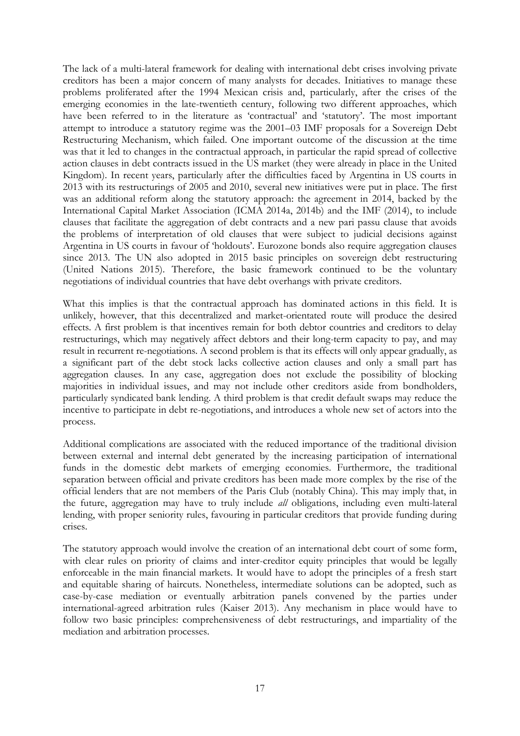The lack of a multi-lateral framework for dealing with international debt crises involving private creditors has been a major concern of many analysts for decades. Initiatives to manage these problems proliferated after the 1994 Mexican crisis and, particularly, after the crises of the emerging economies in the late-twentieth century, following two different approaches, which have been referred to in the literature as 'contractual' and 'statutory'. The most important attempt to introduce a statutory regime was the 2001–03 IMF proposals for a Sovereign Debt Restructuring Mechanism, which failed. One important outcome of the discussion at the time was that it led to changes in the contractual approach, in particular the rapid spread of collective action clauses in debt contracts issued in the US market (they were already in place in the United Kingdom). In recent years, particularly after the difficulties faced by Argentina in US courts in 2013 with its restructurings of 2005 and 2010, several new initiatives were put in place. The first was an additional reform along the statutory approach: the agreement in 2014, backed by the International Capital Market Association (ICMA 2014a, 2014b) and the IMF (2014), to include clauses that facilitate the aggregation of debt contracts and a new pari passu clause that avoids the problems of interpretation of old clauses that were subject to judicial decisions against Argentina in US courts in favour of 'holdouts'. Eurozone bonds also require aggregation clauses since 2013. The UN also adopted in 2015 basic principles on sovereign debt restructuring (United Nations 2015). Therefore, the basic framework continued to be the voluntary negotiations of individual countries that have debt overhangs with private creditors.

What this implies is that the contractual approach has dominated actions in this field. It is unlikely, however, that this decentralized and market-orientated route will produce the desired effects. A first problem is that incentives remain for both debtor countries and creditors to delay restructurings, which may negatively affect debtors and their long-term capacity to pay, and may result in recurrent re-negotiations. A second problem is that its effects will only appear gradually, as a significant part of the debt stock lacks collective action clauses and only a small part has aggregation clauses. In any case, aggregation does not exclude the possibility of blocking majorities in individual issues, and may not include other creditors aside from bondholders, particularly syndicated bank lending. A third problem is that credit default swaps may reduce the incentive to participate in debt re-negotiations, and introduces a whole new set of actors into the process.

Additional complications are associated with the reduced importance of the traditional division between external and internal debt generated by the increasing participation of international funds in the domestic debt markets of emerging economies. Furthermore, the traditional separation between official and private creditors has been made more complex by the rise of the official lenders that are not members of the Paris Club (notably China). This may imply that, in the future, aggregation may have to truly include *all* obligations, including even multi-lateral lending, with proper seniority rules, favouring in particular creditors that provide funding during crises.

The statutory approach would involve the creation of an international debt court of some form, with clear rules on priority of claims and inter-creditor equity principles that would be legally enforceable in the main financial markets. It would have to adopt the principles of a fresh start and equitable sharing of haircuts. Nonetheless, intermediate solutions can be adopted, such as case-by-case mediation or eventually arbitration panels convened by the parties under international-agreed arbitration rules (Kaiser 2013). Any mechanism in place would have to follow two basic principles: comprehensiveness of debt restructurings, and impartiality of the mediation and arbitration processes.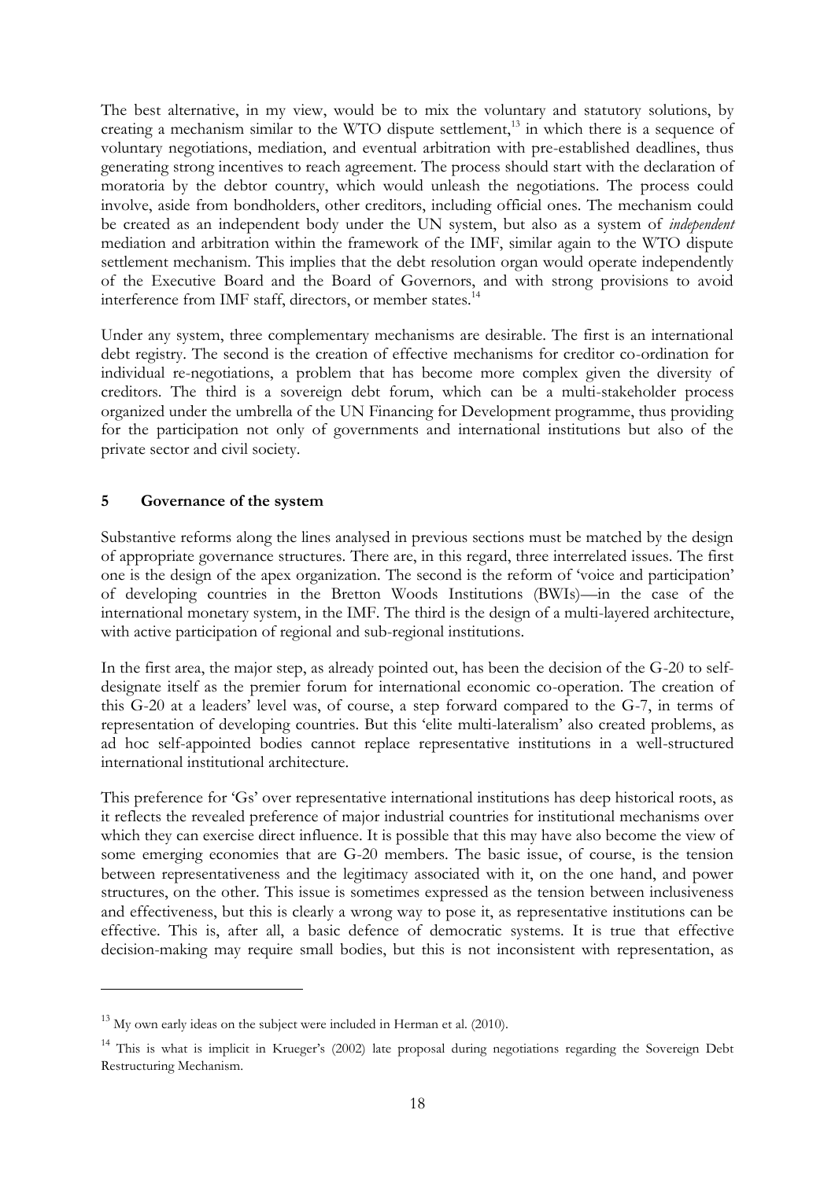The best alternative, in my view, would be to mix the voluntary and statutory solutions, by creating a mechanism similar to the WTO dispute settlement,[13] in which there is a sequence of voluntary negotiations, mediation, and eventual arbitration with pre-established deadlines, thus generating strong incentives to reach agreement. The process should start with the declaration of moratoria by the debtor country, which would unleash the negotiations. The process could involve, aside from bondholders, other creditors, including official ones. The mechanism could be created as an independent body under the UN system, but also as a system of *independent* mediation and arbitration within the framework of the IMF, similar again to the WTO dispute settlement mechanism. This implies that the debt resolution organ would operate independently of the Executive Board and the Board of Governors, and with strong provisions to avoid interference from IMF staff, directors, or member states.[14]

Under any system, three complementary mechanisms are desirable. The first is an international debt registry. The second is the creation of effective mechanisms for creditor co-ordination for individual re-negotiations, a problem that has become more complex given the diversity of creditors. The third is a sovereign debt forum, which can be a multi-stakeholder process organized under the umbrella of the UN Financing for Development programme, thus providing for the participation not only of governments and international institutions but also of the private sector and civil society.

## 5 Governance of the system

Substantive reforms along the lines analysed in previous sections must be matched by the design of appropriate governance structures. There are, in this regard, three interrelated issues. The first one is the design of the apex organization. The second is the reform of 'voice and participation' of developing countries in the Bretton Woods Institutions (BWIs)—in the case of the international monetary system, in the IMF. The third is the design of a multi-layered architecture, with active participation of regional and sub-regional institutions.

In the first area, the major step, as already pointed out, has been the decision of the G-20 to self-designate itself as the premier forum for international economic co-operation. The creation of this G-20 at a leaders' level was, of course, a step forward compared to the G-7, in terms of representation of developing countries. But this 'elite multi-lateralism' also created problems, as ad hoc self-appointed bodies cannot replace representative institutions in a well-structured international institutional architecture.

This preference for 'Gs' over representative international institutions has deep historical roots, as it reflects the revealed preference of major industrial countries for institutional mechanisms over which they can exercise direct influence. It is possible that this may have also become the view of some emerging economies that are G-20 members. The basic issue, of course, is the tension between representativeness and the legitimacy associated with it, on the one hand, and power structures, on the other. This issue is sometimes expressed as the tension between inclusiveness and effectiveness, but this is clearly a wrong way to pose it, as representative institutions can be effective. This is, after all, a basic defence of democratic systems. It is true that effective decision-making may require small bodies, but this is not inconsistent with representation, as

[13] My own early ideas on the subject were included in Herman et al. (2010).

[14] This is what is implicit in Krueger's (2002) late proposal during negotiations regarding the Sovereign Debt Restructuring Mechanism.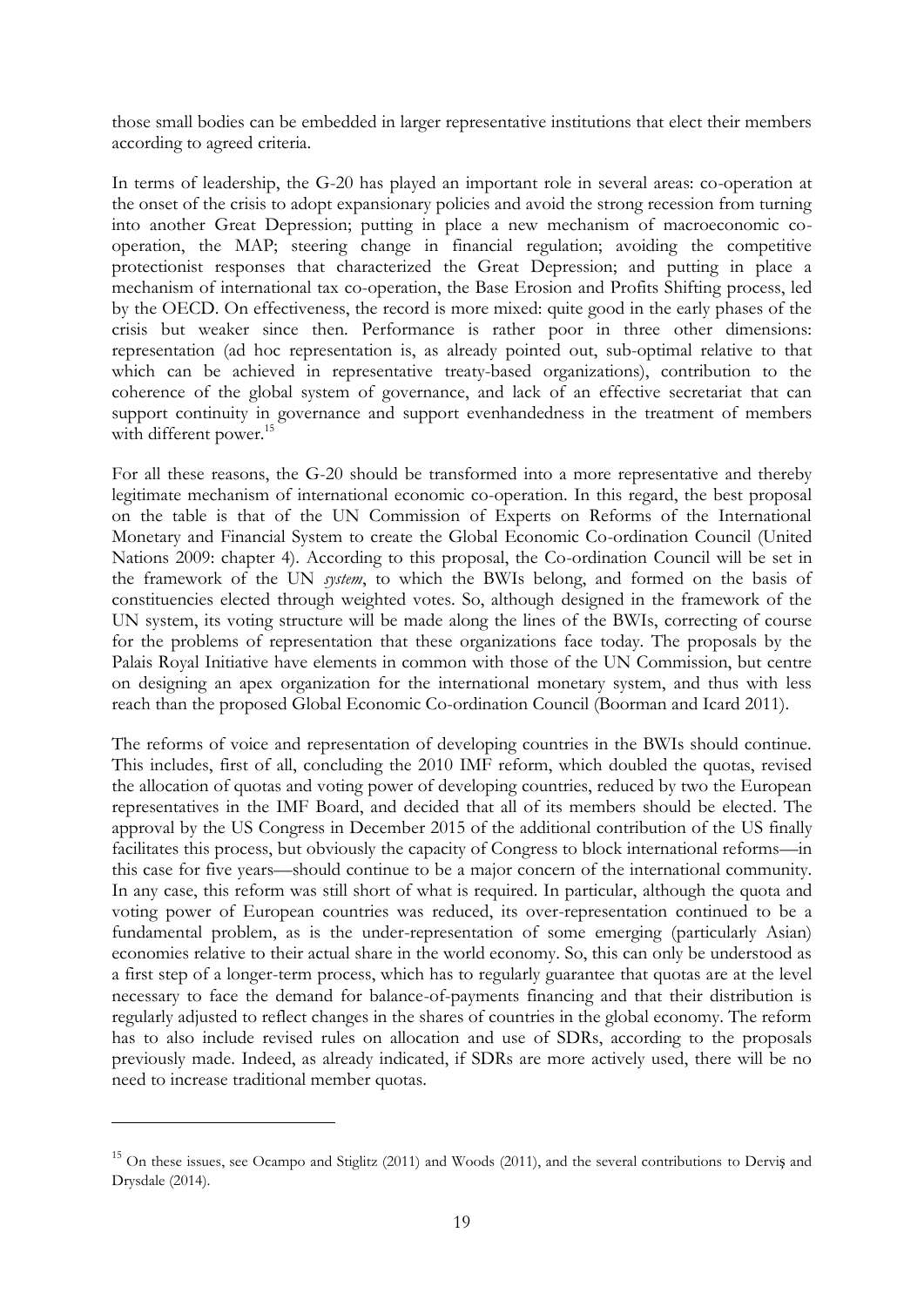those small bodies can be embedded in larger representative institutions that elect their members according to agreed criteria.

In terms of leadership, the G-20 has played an important role in several areas: co-operation at the onset of the crisis to adopt expansionary policies and avoid the strong recession from turning into another Great Depression; putting in place a new mechanism of macroeconomic co-operation, the MAP; steering change in financial regulation; avoiding the competitive protectionist responses that characterized the Great Depression; and putting in place a mechanism of international tax co-operation, the Base Erosion and Profits Shifting process, led by the OECD. On effectiveness, the record is more mixed: quite good in the early phases of the crisis but weaker since then. Performance is rather poor in three other dimensions: representation (ad hoc representation is, as already pointed out, sub-optimal relative to that which can be achieved in representative treaty-based organizations), contribution to the coherence of the global system of governance, and lack of an effective secretariat that can support continuity in governance and support evenhandedness in the treatment of members with different power.[15]

For all these reasons, the G-20 should be transformed into a more representative and thereby legitimate mechanism of international economic co-operation. In this regard, the best proposal on the table is that of the UN Commission of Experts on Reforms of the International Monetary and Financial System to create the Global Economic Co-ordination Council (United Nations 2009: chapter 4). According to this proposal, the Co-ordination Council will be set in the framework of the UN *system*, to which the BWIs belong, and formed on the basis of constituencies elected through weighted votes. So, although designed in the framework of the UN system, its voting structure will be made along the lines of the BWIs, correcting of course for the problems of representation that these organizations face today. The proposals by the Palais Royal Initiative have elements in common with those of the UN Commission, but centre on designing an apex organization for the international monetary system, and thus with less reach than the proposed Global Economic Co-ordination Council (Boorman and Icard 2011).

The reforms of voice and representation of developing countries in the BWIs should continue. This includes, first of all, concluding the 2010 IMF reform, which doubled the quotas, revised the allocation of quotas and voting power of developing countries, reduced by two the European representatives in the IMF Board, and decided that all of its members should be elected. The approval by the US Congress in December 2015 of the additional contribution of the US finally facilitates this process, but obviously the capacity of Congress to block international reforms—in this case for five years—should continue to be a major concern of the international community. In any case, this reform was still short of what is required. In particular, although the quota and voting power of European countries was reduced, its over-representation continued to be a fundamental problem, as is the under-representation of some emerging (particularly Asian) economies relative to their actual share in the world economy. So, this can only be understood as a first step of a longer-term process, which has to regularly guarantee that quotas are at the level necessary to face the demand for balance-of-payments financing and that their distribution is regularly adjusted to reflect changes in the shares of countries in the global economy. The reform has to also include revised rules on allocation and use of SDRs, according to the proposals previously made. Indeed, as already indicated, if SDRs are more actively used, there will be no need to increase traditional member quotas.

---

[15] On these issues, see Ocampo and Stiglitz (2011) and Woods (2011), and the several contributions to Derviş and Drysdale (2014).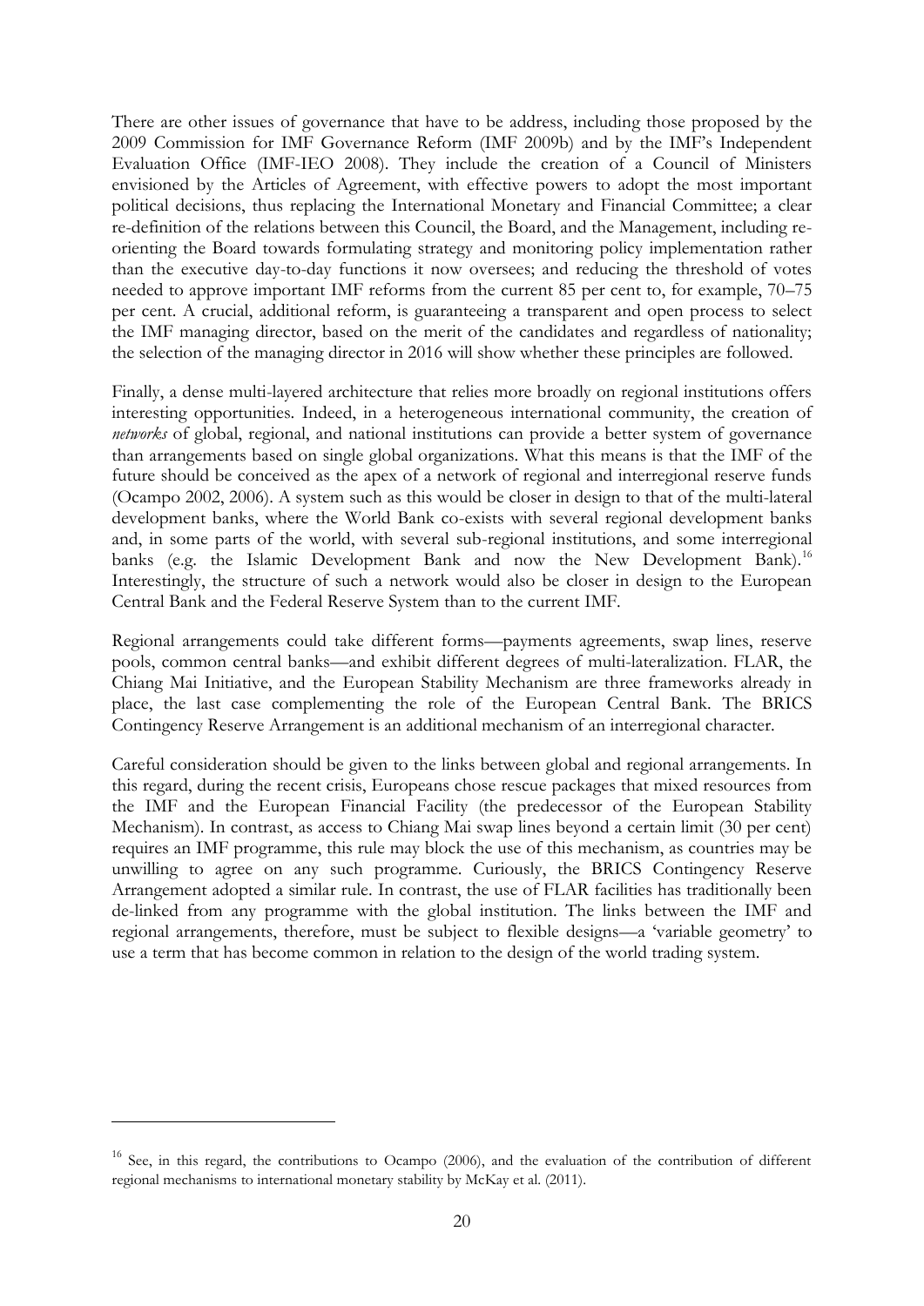There are other issues of governance that have to be address, including those proposed by the 2009 Commission for IMF Governance Reform (IMF 2009b) and by the IMF's Independent Evaluation Office (IMF-IEO 2008). They include the creation of a Council of Ministers envisioned by the Articles of Agreement, with effective powers to adopt the most important political decisions, thus replacing the International Monetary and Financial Committee; a clear re-definition of the relations between this Council, the Board, and the Management, including re-orienting the Board towards formulating strategy and monitoring policy implementation rather than the executive day-to-day functions it now oversees; and reducing the threshold of votes needed to approve important IMF reforms from the current 85 per cent to, for example, 70–75 per cent. A crucial, additional reform, is guaranteeing a transparent and open process to select the IMF managing director, based on the merit of the candidates and regardless of nationality; the selection of the managing director in 2016 will show whether these principles are followed.

Finally, a dense multi-layered architecture that relies more broadly on regional institutions offers interesting opportunities. Indeed, in a heterogeneous international community, the creation of *networks* of global, regional, and national institutions can provide a better system of governance than arrangements based on single global organizations. What this means is that the IMF of the future should be conceived as the apex of a network of regional and interregional reserve funds (Ocampo 2002, 2006). A system such as this would be closer in design to that of the multi-lateral development banks, where the World Bank co-exists with several regional development banks and, in some parts of the world, with several sub-regional institutions, and some interregional banks (e.g. the Islamic Development Bank and now the New Development Bank).[16] Interestingly, the structure of such a network would also be closer in design to the European Central Bank and the Federal Reserve System than to the current IMF.

Regional arrangements could take different forms—payments agreements, swap lines, reserve pools, common central banks—and exhibit different degrees of multi-lateralization. FLAR, the Chiang Mai Initiative, and the European Stability Mechanism are three frameworks already in place, the last case complementing the role of the European Central Bank. The BRICS Contingency Reserve Arrangement is an additional mechanism of an interregional character.

Careful consideration should be given to the links between global and regional arrangements. In this regard, during the recent crisis, Europeans chose rescue packages that mixed resources from the IMF and the European Financial Facility (the predecessor of the European Stability Mechanism). In contrast, as access to Chiang Mai swap lines beyond a certain limit (30 per cent) requires an IMF programme, this rule may block the use of this mechanism, as countries may be unwilling to agree on any such programme. Curiously, the BRICS Contingency Reserve Arrangement adopted a similar rule. In contrast, the use of FLAR facilities has traditionally been de-linked from any programme with the global institution. The links between the IMF and regional arrangements, therefore, must be subject to flexible designs—a 'variable geometry' to use a term that has become common in relation to the design of the world trading system.

[16] See, in this regard, the contributions to Ocampo (2006), and the evaluation of the contribution of different regional mechanisms to international monetary stability by McKay et al. (2011).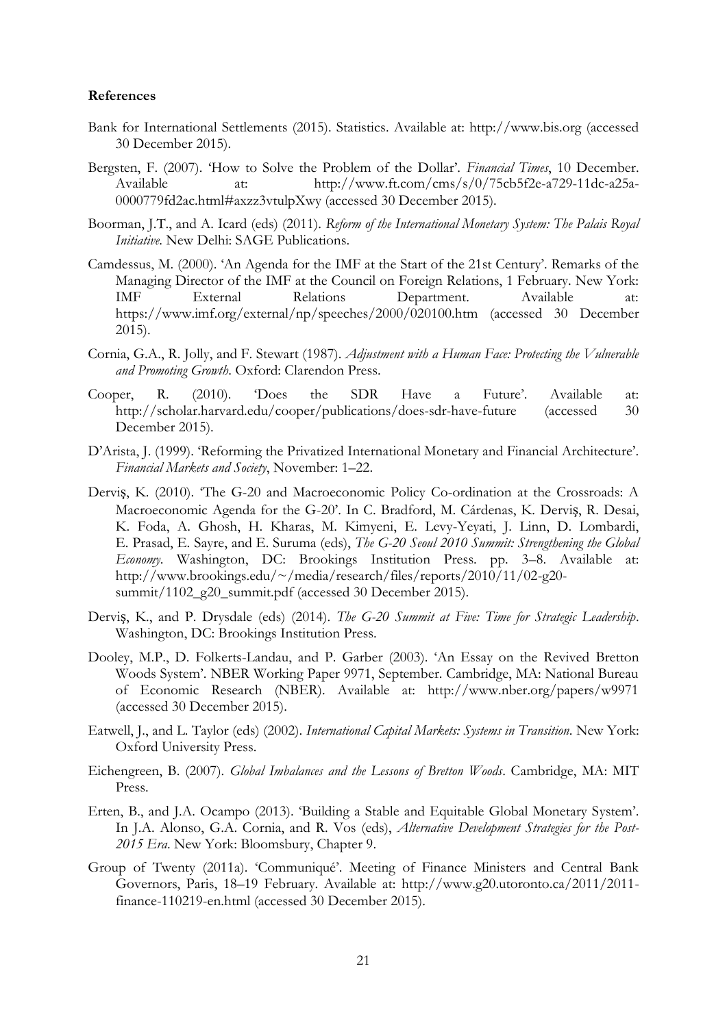**References**

Bank for International Settlements (2015). Statistics. Available at: http://www.bis.org (accessed 30 December 2015).

Bergsten, F. (2007). 'How to Solve the Problem of the Dollar'. *Financial Times*, 10 December. Available at: http://www.ft.com/cms/s/0/75cb5f2e-a729-11dc-a25a-0000779fd2ac.html#axzz3vtulpXwy (accessed 30 December 2015).

Boorman, J.T., and A. Icard (eds) (2011). *Reform of the International Monetary System: The Palais Royal Initiative*. New Delhi: SAGE Publications.

Camdessus, M. (2000). 'An Agenda for the IMF at the Start of the 21st Century'. Remarks of the Managing Director of the IMF at the Council on Foreign Relations, 1 February. New York: IMF External Relations Department. Available at: https://www.imf.org/external/np/speeches/2000/020100.htm (accessed 30 December 2015).

Cornia, G.A., R. Jolly, and F. Stewart (1987). *Adjustment with a Human Face: Protecting the Vulnerable and Promoting Growth*. Oxford: Clarendon Press.

Cooper, R. (2010). 'Does the SDR Have a Future'. Available at: http://scholar.harvard.edu/cooper/publications/does-sdr-have-future (accessed 30 December 2015).

D'Arista, J. (1999). 'Reforming the Privatized International Monetary and Financial Architecture'. *Financial Markets and Society*, November: 1–22.

Derviş, K. (2010). 'The G-20 and Macroeconomic Policy Co-ordination at the Crossroads: A Macroeconomic Agenda for the G-20'. In C. Bradford, M. Cárdenas, K. Derviş, R. Desai, K. Foda, A. Ghosh, H. Kharas, M. Kimyeni, E. Levy-Yeyati, J. Linn, D. Lombardi, E. Prasad, E. Sayre, and E. Suruma (eds), *The G-20 Seoul 2010 Summit: Strengthening the Global Economy*. Washington, DC: Brookings Institution Press. pp. 3–8. Available at: http://www.brookings.edu/~/media/research/files/reports/2010/11/02-g20-summit/1102_g20_summit.pdf (accessed 30 December 2015).

Derviş, K., and P. Drysdale (eds) (2014). *The G-20 Summit at Five: Time for Strategic Leadership*. Washington, DC: Brookings Institution Press.

Dooley, M.P., D. Folkerts-Landau, and P. Garber (2003). 'An Essay on the Revived Bretton Woods System'. NBER Working Paper 9971, September. Cambridge, MA: National Bureau of Economic Research (NBER). Available at: http://www.nber.org/papers/w9971 (accessed 30 December 2015).

Eatwell, J., and L. Taylor (eds) (2002). *International Capital Markets: Systems in Transition*. New York: Oxford University Press.

Eichengreen, B. (2007). *Global Imbalances and the Lessons of Bretton Woods*. Cambridge, MA: MIT Press.

Erten, B., and J.A. Ocampo (2013). 'Building a Stable and Equitable Global Monetary System'. In J.A. Alonso, G.A. Cornia, and R. Vos (eds), *Alternative Development Strategies for the Post-2015 Era*. New York: Bloomsbury, Chapter 9.

Group of Twenty (2011a). 'Communiqué'. Meeting of Finance Ministers and Central Bank Governors, Paris, 18–19 February. Available at: http://www.g20.utoronto.ca/2011/2011-finance-110219-en.html (accessed 30 December 2015).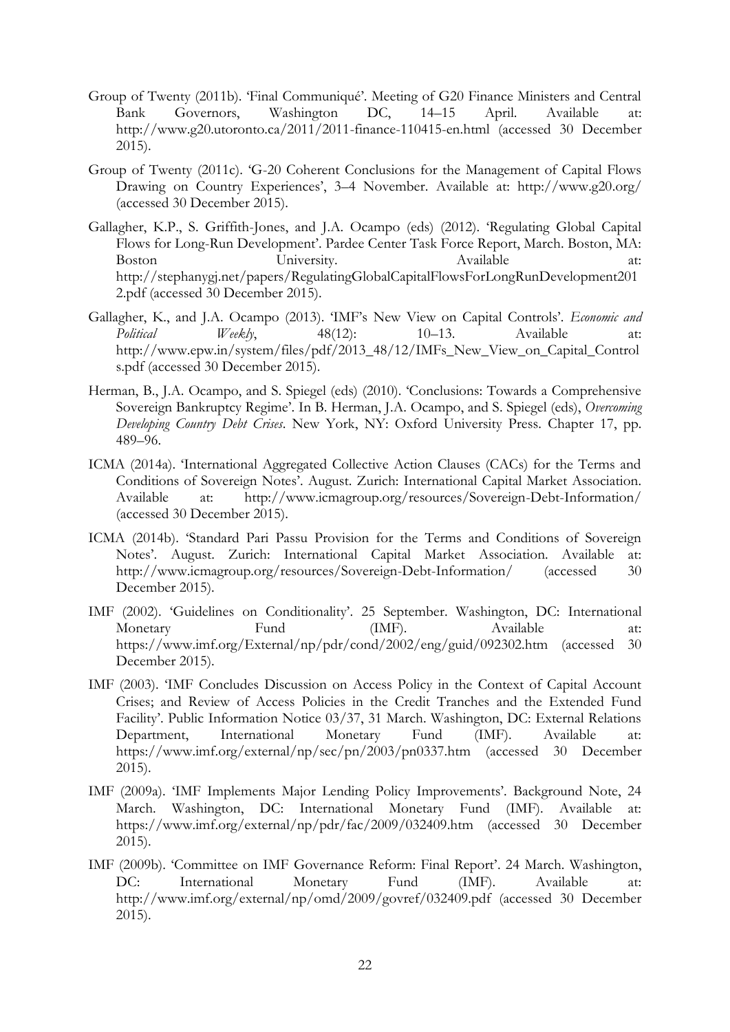Group of Twenty (2011b). 'Final Communiqué'. Meeting of G20 Finance Ministers and Central Bank Governors, Washington DC, 14–15 April. Available at: http://www.g20.utoronto.ca/2011/2011-finance-110415-en.html (accessed 30 December 2015).

Group of Twenty (2011c). 'G-20 Coherent Conclusions for the Management of Capital Flows Drawing on Country Experiences', 3–4 November. Available at: http://www.g20.org/ (accessed 30 December 2015).

Gallagher, K.P., S. Griffith-Jones, and J.A. Ocampo (eds) (2012). 'Regulating Global Capital Flows for Long-Run Development'. Pardee Center Task Force Report, March. Boston, MA: Boston University. Available at: http://stephanygj.net/papers/RegulatingGlobalCapitalFlowsForLongRunDevelopment2012.pdf (accessed 30 December 2015).

Gallagher, K., and J.A. Ocampo (2013). 'IMF's New View on Capital Controls'. *Economic and Political Weekly*, 48(12): 10–13. Available at: http://www.epw.in/system/files/pdf/2013_48/12/IMFs_New_View_on_Capital_Controls.pdf (accessed 30 December 2015).

Herman, B., J.A. Ocampo, and S. Spiegel (eds) (2010). 'Conclusions: Towards a Comprehensive Sovereign Bankruptcy Regime'. In B. Herman, J.A. Ocampo, and S. Spiegel (eds), *Overcoming Developing Country Debt Crises*. New York, NY: Oxford University Press. Chapter 17, pp. 489–96.

ICMA (2014a). 'International Aggregated Collective Action Clauses (CACs) for the Terms and Conditions of Sovereign Notes'. August. Zurich: International Capital Market Association. Available at: http://www.icmagroup.org/resources/Sovereign-Debt-Information/ (accessed 30 December 2015).

ICMA (2014b). 'Standard Pari Passu Provision for the Terms and Conditions of Sovereign Notes'. August. Zurich: International Capital Market Association. Available at: http://www.icmagroup.org/resources/Sovereign-Debt-Information/ (accessed 30 December 2015).

IMF (2002). 'Guidelines on Conditionality'. 25 September. Washington, DC: International Monetary Fund (IMF). Available at: https://www.imf.org/External/np/pdr/cond/2002/eng/guid/092302.htm (accessed 30 December 2015).

IMF (2003). 'IMF Concludes Discussion on Access Policy in the Context of Capital Account Crises; and Review of Access Policies in the Credit Tranches and the Extended Fund Facility'. Public Information Notice 03/37, 31 March. Washington, DC: External Relations Department, International Monetary Fund (IMF). Available at: https://www.imf.org/external/np/sec/pn/2003/pn0337.htm (accessed 30 December 2015).

IMF (2009a). 'IMF Implements Major Lending Policy Improvements'. Background Note, 24 March. Washington, DC: International Monetary Fund (IMF). Available at: https://www.imf.org/external/np/pdr/fac/2009/032409.htm (accessed 30 December 2015).

IMF (2009b). 'Committee on IMF Governance Reform: Final Report'. 24 March. Washington, DC: International Monetary Fund (IMF). Available at: http://www.imf.org/external/np/omd/2009/govref/032409.pdf (accessed 30 December 2015).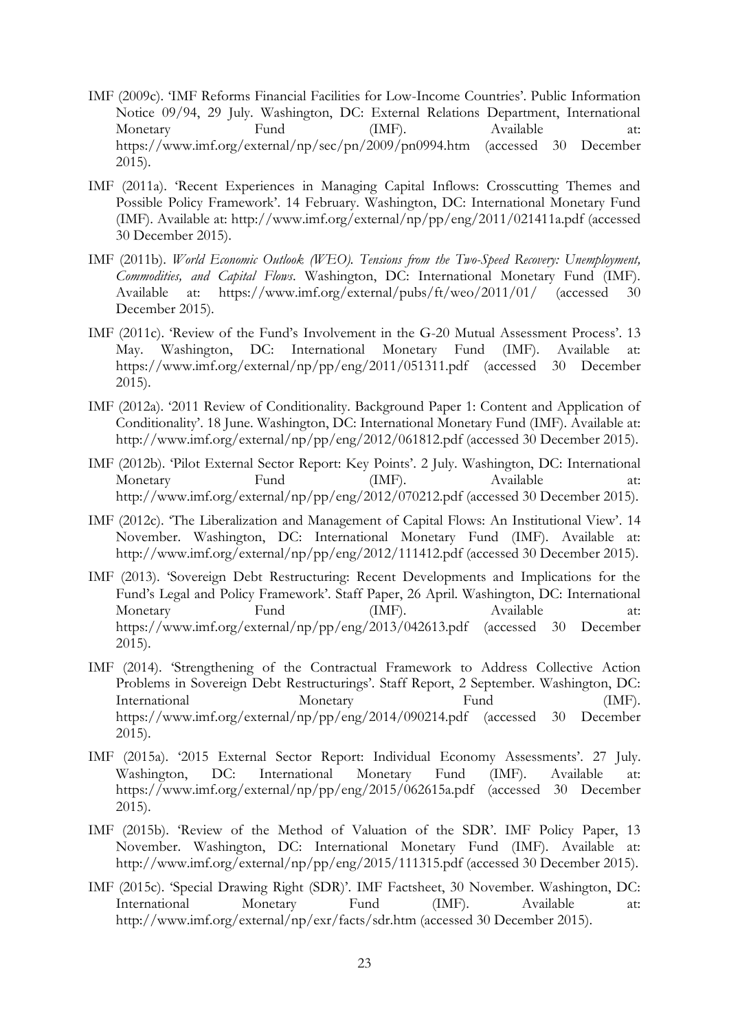IMF (2009c). 'IMF Reforms Financial Facilities for Low-Income Countries'. Public Information Notice 09/94, 29 July. Washington, DC: External Relations Department, International Monetary Fund (IMF). Available at: https://www.imf.org/external/np/sec/pn/2009/pn0994.htm (accessed 30 December 2015).

IMF (2011a). 'Recent Experiences in Managing Capital Inflows: Crosscutting Themes and Possible Policy Framework'. 14 February. Washington, DC: International Monetary Fund (IMF). Available at: http://www.imf.org/external/np/pp/eng/2011/021411a.pdf (accessed 30 December 2015).

IMF (2011b). *World Economic Outlook (WEO). Tensions from the Two-Speed Recovery: Unemployment, Commodities, and Capital Flows*. Washington, DC: International Monetary Fund (IMF). Available at: https://www.imf.org/external/pubs/ft/weo/2011/01/ (accessed 30 December 2015).

IMF (2011c). 'Review of the Fund's Involvement in the G-20 Mutual Assessment Process'. 13 May. Washington, DC: International Monetary Fund (IMF). Available at: https://www.imf.org/external/np/pp/eng/2011/051311.pdf (accessed 30 December 2015).

IMF (2012a). '2011 Review of Conditionality. Background Paper 1: Content and Application of Conditionality'. 18 June. Washington, DC: International Monetary Fund (IMF). Available at: http://www.imf.org/external/np/pp/eng/2012/061812.pdf (accessed 30 December 2015).

IMF (2012b). 'Pilot External Sector Report: Key Points'. 2 July. Washington, DC: International Monetary Fund (IMF). Available at: http://www.imf.org/external/np/pp/eng/2012/070212.pdf (accessed 30 December 2015).

IMF (2012c). 'The Liberalization and Management of Capital Flows: An Institutional View'. 14 November. Washington, DC: International Monetary Fund (IMF). Available at: http://www.imf.org/external/np/pp/eng/2012/111412.pdf (accessed 30 December 2015).

IMF (2013). 'Sovereign Debt Restructuring: Recent Developments and Implications for the Fund's Legal and Policy Framework'. Staff Paper, 26 April. Washington, DC: International Monetary Fund (IMF). Available at: https://www.imf.org/external/np/pp/eng/2013/042613.pdf (accessed 30 December 2015).

IMF (2014). 'Strengthening of the Contractual Framework to Address Collective Action Problems in Sovereign Debt Restructurings'. Staff Report, 2 September. Washington, DC: International Monetary Fund (IMF). https://www.imf.org/external/np/pp/eng/2014/090214.pdf (accessed 30 December 2015).

IMF (2015a). '2015 External Sector Report: Individual Economy Assessments'. 27 July. Washington, DC: International Monetary Fund (IMF). Available at: https://www.imf.org/external/np/pp/eng/2015/062615a.pdf (accessed 30 December 2015).

IMF (2015b). 'Review of the Method of Valuation of the SDR'. IMF Policy Paper, 13 November. Washington, DC: International Monetary Fund (IMF). Available at: http://www.imf.org/external/np/pp/eng/2015/111315.pdf (accessed 30 December 2015).

IMF (2015c). 'Special Drawing Right (SDR)'. IMF Factsheet, 30 November. Washington, DC: International Monetary Fund (IMF). Available at: http://www.imf.org/external/np/exr/facts/sdr.htm (accessed 30 December 2015).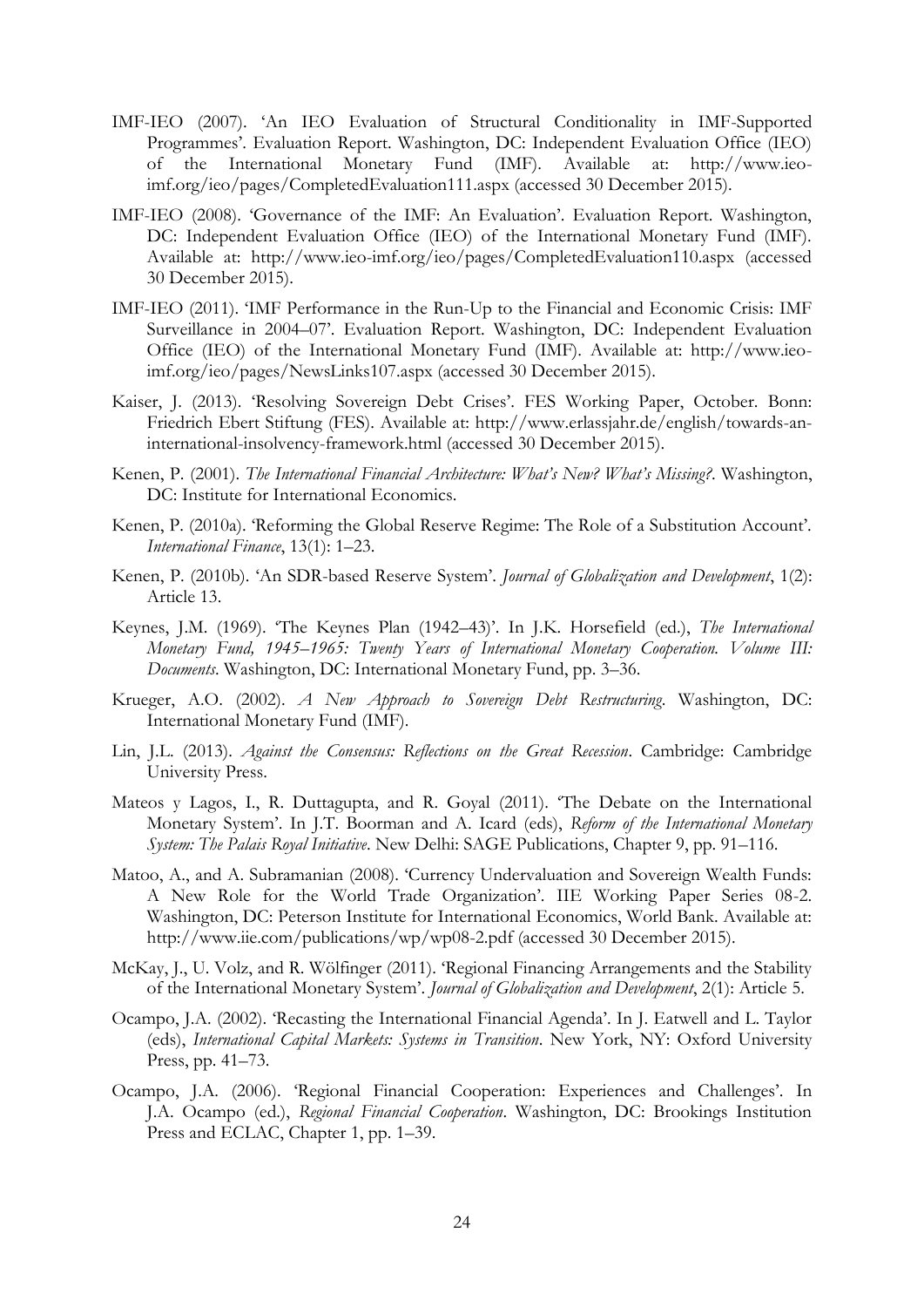IMF-IEO (2007). 'An IEO Evaluation of Structural Conditionality in IMF-Supported Programmes'. Evaluation Report. Washington, DC: Independent Evaluation Office (IEO) of the International Monetary Fund (IMF). Available at: http://www.ieo-imf.org/ieo/pages/CompletedEvaluation111.aspx (accessed 30 December 2015).

IMF-IEO (2008). 'Governance of the IMF: An Evaluation'. Evaluation Report. Washington, DC: Independent Evaluation Office (IEO) of the International Monetary Fund (IMF). Available at: http://www.ieo-imf.org/ieo/pages/CompletedEvaluation110.aspx (accessed 30 December 2015).

IMF-IEO (2011). 'IMF Performance in the Run-Up to the Financial and Economic Crisis: IMF Surveillance in 2004–07'. Evaluation Report. Washington, DC: Independent Evaluation Office (IEO) of the International Monetary Fund (IMF). Available at: http://www.ieo-imf.org/ieo/pages/NewsLinks107.aspx (accessed 30 December 2015).

Kaiser, J. (2013). 'Resolving Sovereign Debt Crises'. FES Working Paper, October. Bonn: Friedrich Ebert Stiftung (FES). Available at: http://www.erlassjahr.de/english/towards-an-international-insolvency-framework.html (accessed 30 December 2015).

Kenen, P. (2001). *The International Financial Architecture: What's New? What's Missing?*. Washington, DC: Institute for International Economics.

Kenen, P. (2010a). 'Reforming the Global Reserve Regime: The Role of a Substitution Account'. *International Finance*, 13(1): 1–23.

Kenen, P. (2010b). 'An SDR-based Reserve System'. *Journal of Globalization and Development*, 1(2): Article 13.

Keynes, J.M. (1969). 'The Keynes Plan (1942–43)'. In J.K. Horsefield (ed.), *The International Monetary Fund, 1945–1965: Twenty Years of International Monetary Cooperation. Volume III: Documents*. Washington, DC: International Monetary Fund, pp. 3–36.

Krueger, A.O. (2002). *A New Approach to Sovereign Debt Restructuring*. Washington, DC: International Monetary Fund (IMF).

Lin, J.L. (2013). *Against the Consensus: Reflections on the Great Recession*. Cambridge: Cambridge University Press.

Mateos y Lagos, I., R. Duttagupta, and R. Goyal (2011). 'The Debate on the International Monetary System'. In J.T. Boorman and A. Icard (eds), *Reform of the International Monetary System: The Palais Royal Initiative*. New Delhi: SAGE Publications, Chapter 9, pp. 91–116.

Matoo, A., and A. Subramanian (2008). 'Currency Undervaluation and Sovereign Wealth Funds: A New Role for the World Trade Organization'. IIE Working Paper Series 08-2. Washington, DC: Peterson Institute for International Economics, World Bank. Available at: http://www.iie.com/publications/wp/wp08-2.pdf (accessed 30 December 2015).

McKay, J., U. Volz, and R. Wölfinger (2011). 'Regional Financing Arrangements and the Stability of the International Monetary System'. *Journal of Globalization and Development*, 2(1): Article 5.

Ocampo, J.A. (2002). 'Recasting the International Financial Agenda'. In J. Eatwell and L. Taylor (eds), *International Capital Markets: Systems in Transition*. New York, NY: Oxford University Press, pp. 41–73.

Ocampo, J.A. (2006). 'Regional Financial Cooperation: Experiences and Challenges'. In J.A. Ocampo (ed.), *Regional Financial Cooperation*. Washington, DC: Brookings Institution Press and ECLAC, Chapter 1, pp. 1–39.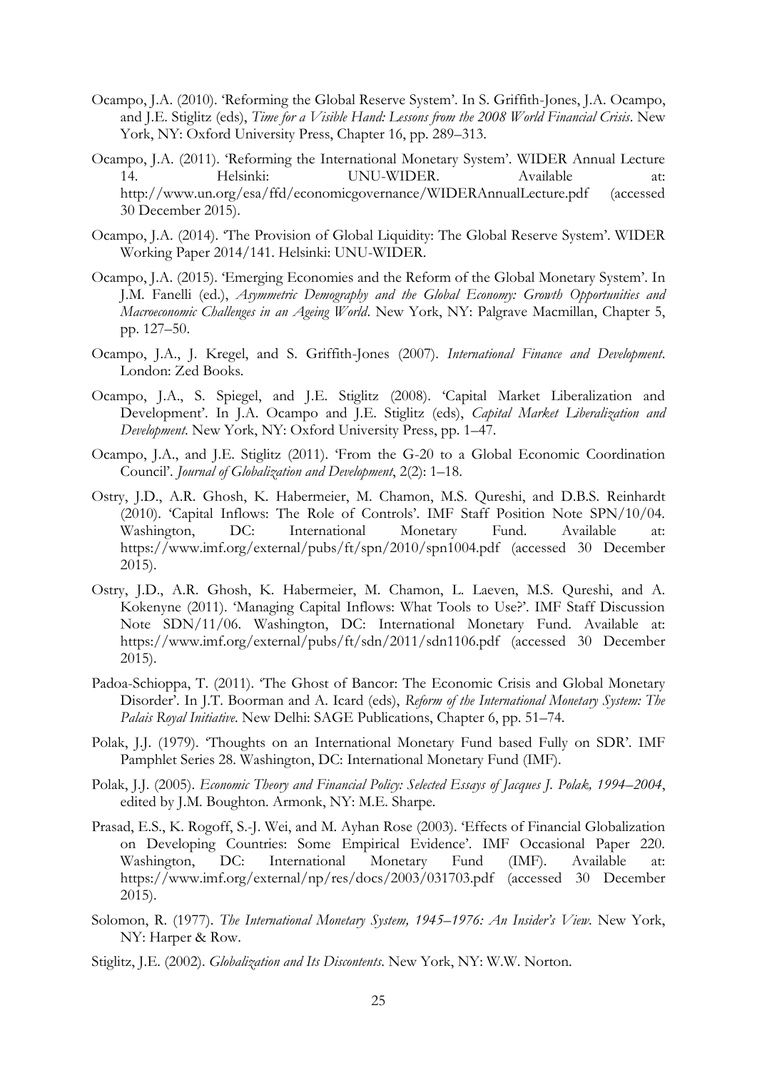Ocampo, J.A. (2010). 'Reforming the Global Reserve System'. In S. Griffith-Jones, J.A. Ocampo, and J.E. Stiglitz (eds), *Time for a Visible Hand: Lessons from the 2008 World Financial Crisis*. New York, NY: Oxford University Press, Chapter 16, pp. 289–313.

Ocampo, J.A. (2011). 'Reforming the International Monetary System'. WIDER Annual Lecture 14. Helsinki: UNU-WIDER. Available at: http://www.un.org/esa/ffd/economicgovernance/WIDERAnnualLecture.pdf (accessed 30 December 2015).

Ocampo, J.A. (2014). 'The Provision of Global Liquidity: The Global Reserve System'. WIDER Working Paper 2014/141. Helsinki: UNU-WIDER.

Ocampo, J.A. (2015). 'Emerging Economies and the Reform of the Global Monetary System'. In J.M. Fanelli (ed.), *Asymmetric Demography and the Global Economy: Growth Opportunities and Macroeconomic Challenges in an Ageing World*. New York, NY: Palgrave Macmillan, Chapter 5, pp. 127–50.

Ocampo, J.A., J. Kregel, and S. Griffith-Jones (2007). *International Finance and Development*. London: Zed Books.

Ocampo, J.A., S. Spiegel, and J.E. Stiglitz (2008). 'Capital Market Liberalization and Development'. In J.A. Ocampo and J.E. Stiglitz (eds), *Capital Market Liberalization and Development*. New York, NY: Oxford University Press, pp. 1–47.

Ocampo, J.A., and J.E. Stiglitz (2011). 'From the G-20 to a Global Economic Coordination Council'. *Journal of Globalization and Development*, 2(2): 1–18.

Ostry, J.D., A.R. Ghosh, K. Habermeier, M. Chamon, M.S. Qureshi, and D.B.S. Reinhardt (2010). 'Capital Inflows: The Role of Controls'. IMF Staff Position Note SPN/10/04. Washington, DC: International Monetary Fund. Available at: https://www.imf.org/external/pubs/ft/spn/2010/spn1004.pdf (accessed 30 December 2015).

Ostry, J.D., A.R. Ghosh, K. Habermeier, M. Chamon, L. Laeven, M.S. Qureshi, and A. Kokenyne (2011). 'Managing Capital Inflows: What Tools to Use?'. IMF Staff Discussion Note SDN/11/06. Washington, DC: International Monetary Fund. Available at: https://www.imf.org/external/pubs/ft/sdn/2011/sdn1106.pdf (accessed 30 December 2015).

Padoa-Schioppa, T. (2011). 'The Ghost of Bancor: The Economic Crisis and Global Monetary Disorder'. In J.T. Boorman and A. Icard (eds), *Reform of the International Monetary System: The Palais Royal Initiative*. New Delhi: SAGE Publications, Chapter 6, pp. 51–74.

Polak, J.J. (1979). 'Thoughts on an International Monetary Fund based Fully on SDR'. IMF Pamphlet Series 28. Washington, DC: International Monetary Fund (IMF).

Polak, J.J. (2005). *Economic Theory and Financial Policy: Selected Essays of Jacques J. Polak, 1994–2004*, edited by J.M. Boughton. Armonk, NY: M.E. Sharpe.

Prasad, E.S., K. Rogoff, S.-J. Wei, and M. Ayhan Rose (2003). 'Effects of Financial Globalization on Developing Countries: Some Empirical Evidence'. IMF Occasional Paper 220. Washington, DC: International Monetary Fund (IMF). Available at: https://www.imf.org/external/np/res/docs/2003/031703.pdf (accessed 30 December 2015).

Solomon, R. (1977). *The International Monetary System, 1945–1976: An Insider's View*. New York, NY: Harper & Row.

Stiglitz, J.E. (2002). *Globalization and Its Discontents*. New York, NY: W.W. Norton.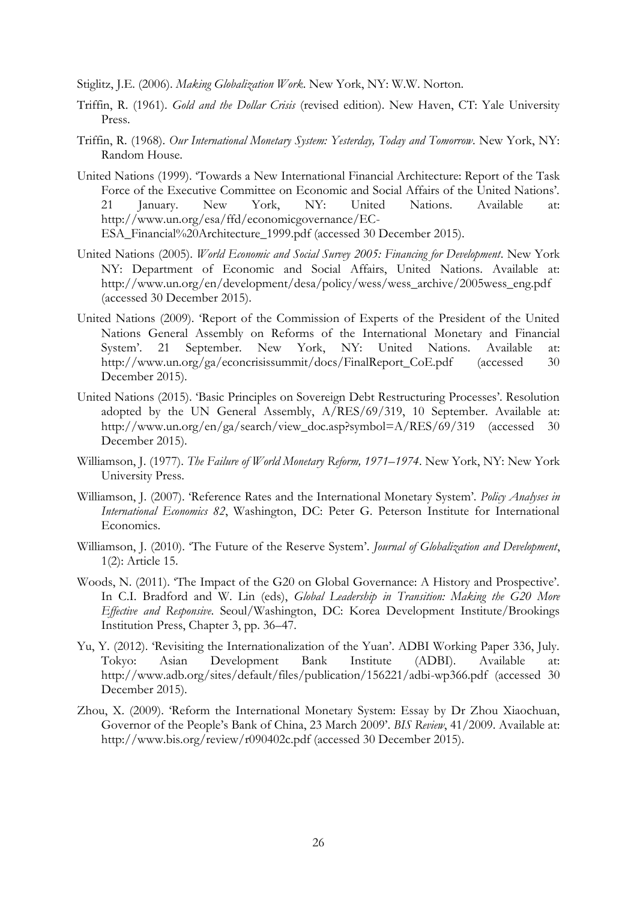Stiglitz, J.E. (2006). *Making Globalization Work*. New York, NY: W.W. Norton.

Triffin, R. (1961). *Gold and the Dollar Crisis* (revised edition). New Haven, CT: Yale University Press.

Triffin, R. (1968). *Our International Monetary System: Yesterday, Today and Tomorrow*. New York, NY: Random House.

United Nations (1999). 'Towards a New International Financial Architecture: Report of the Task Force of the Executive Committee on Economic and Social Affairs of the United Nations'. 21 January. New York, NY: United Nations. Available at: http://www.un.org/esa/ffd/economicgovernance/EC-ESA_Financial%20Architecture_1999.pdf (accessed 30 December 2015).

United Nations (2005). *World Economic and Social Survey 2005: Financing for Development*. New York NY: Department of Economic and Social Affairs, United Nations. Available at: http://www.un.org/en/development/desa/policy/wess/wess_archive/2005wess_eng.pdf (accessed 30 December 2015).

United Nations (2009). 'Report of the Commission of Experts of the President of the United Nations General Assembly on Reforms of the International Monetary and Financial System'. 21 September. New York, NY: United Nations. Available at: http://www.un.org/ga/econcrisissummit/docs/FinalReport_CoE.pdf (accessed 30 December 2015).

United Nations (2015). 'Basic Principles on Sovereign Debt Restructuring Processes'. Resolution adopted by the UN General Assembly, A/RES/69/319, 10 September. Available at: http://www.un.org/en/ga/search/view_doc.asp?symbol=A/RES/69/319 (accessed 30 December 2015).

Williamson, J. (1977). *The Failure of World Monetary Reform, 1971–1974*. New York, NY: New York University Press.

Williamson, J. (2007). 'Reference Rates and the International Monetary System'. *Policy Analyses in International Economics 82*, Washington, DC: Peter G. Peterson Institute for International Economics.

Williamson, J. (2010). 'The Future of the Reserve System'. *Journal of Globalization and Development*, 1(2): Article 15.

Woods, N. (2011). 'The Impact of the G20 on Global Governance: A History and Prospective'. In C.I. Bradford and W. Lin (eds), *Global Leadership in Transition: Making the G20 More Effective and Responsive*. Seoul/Washington, DC: Korea Development Institute/Brookings Institution Press, Chapter 3, pp. 36–47.

Yu, Y. (2012). 'Revisiting the Internationalization of the Yuan'. ADBI Working Paper 336, July. Tokyo: Asian Development Bank Institute (ADBI). Available at: http://www.adb.org/sites/default/files/publication/156221/adbi-wp366.pdf (accessed 30 December 2015).

Zhou, X. (2009). 'Reform the International Monetary System: Essay by Dr Zhou Xiaochuan, Governor of the People's Bank of China, 23 March 2009'. *BIS Review*, 41/2009. Available at: http://www.bis.org/review/r090402c.pdf (accessed 30 December 2015).